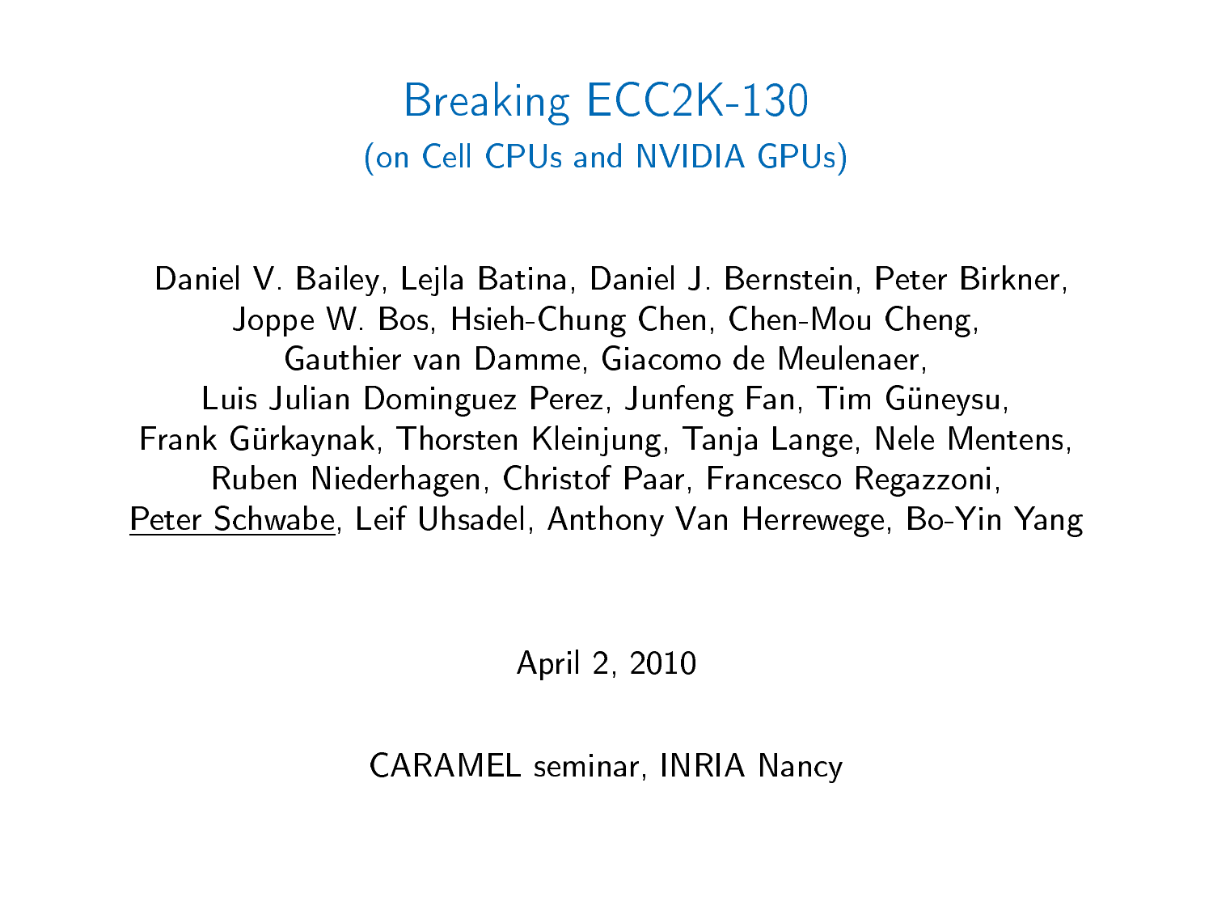# Breaking ECC2K-130

## (on Cell CPUs and NVIDIA GPUs)

Daniel V. Bailey, Lejla Batina, Daniel J. Bernstein, Peter Birkner, Joppe W. Bos, Hsieh-Chung Chen, Chen-Mou Cheng, Gauthier van Damme, Giacomo de Meulenaer, Luis Julian Dominguez Perez, Junfeng Fan, Tim Güneysu, Frank Gürkaynak, Thorsten Kleinjung, Tanja Lange, Nele Mentens, Ruben Niederhagen, Christof Paar, Francesco Regazzoni, Peter Schwabe, Leif Uhsadel, Anthony Van Herrewege, Bo-Yin Yang

April 2, 2010

CARAMEL seminar, INRIA Nancy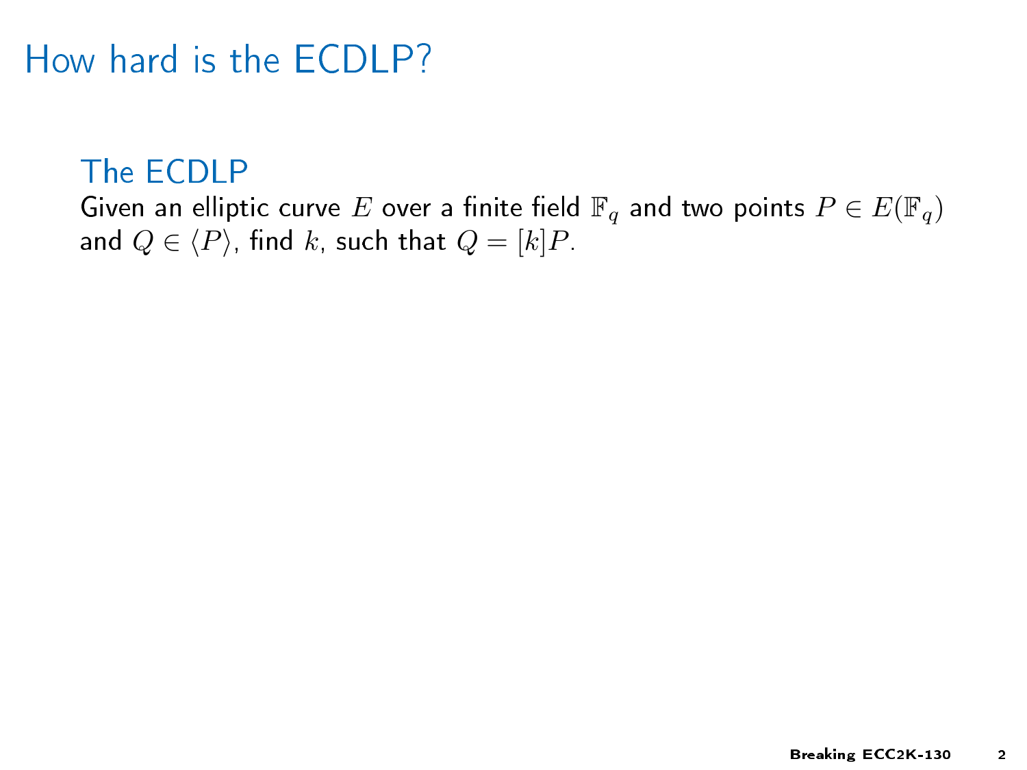# How hard is the ECDLP?

## The ECDLP

Given an elliptic curve $E$ over a finite field $\mathbb{F}_q$ and two points $P \in E(\mathbb{F}_q)$ and $Q \in \langle P \rangle$, find $k$, such that $Q = [k]P$.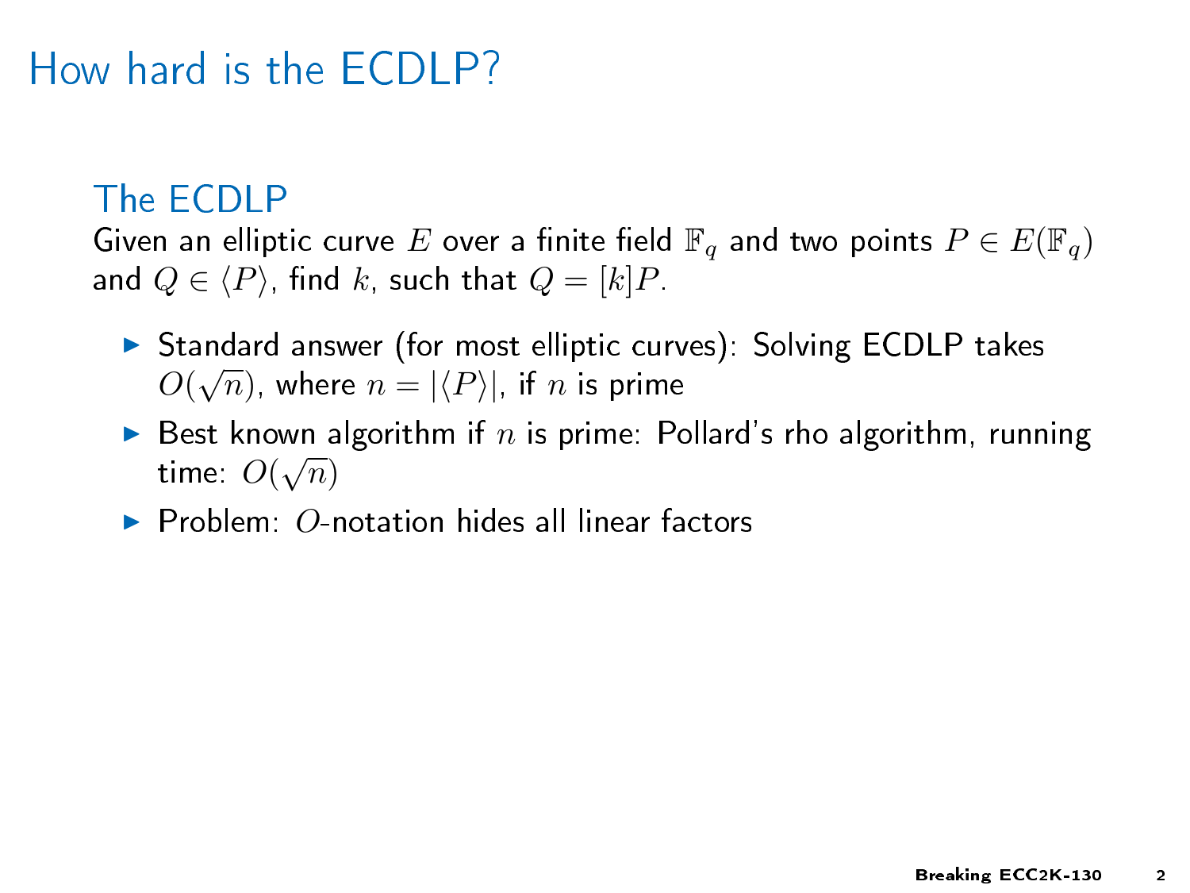# How hard is the ECDLP?

## The ECDLP

Given an elliptic curve $E$ over a finite field $\mathbb{F}_q$ and two points $P \in E(\mathbb{F}_q)$ and $Q \in \langle P \rangle$, find $k$, such that $Q = [k]P$.

- Standard answer (for most elliptic curves): Solving ECDLP takes $O(\sqrt{n})$, where $n = |\langle P \rangle|$, if $n$ is prime
- Best known algorithm if $n$ is prime: Pollard's rho algorithm, running time: $O(\sqrt{n})$
- Problem: $O$-notation hides all linear factors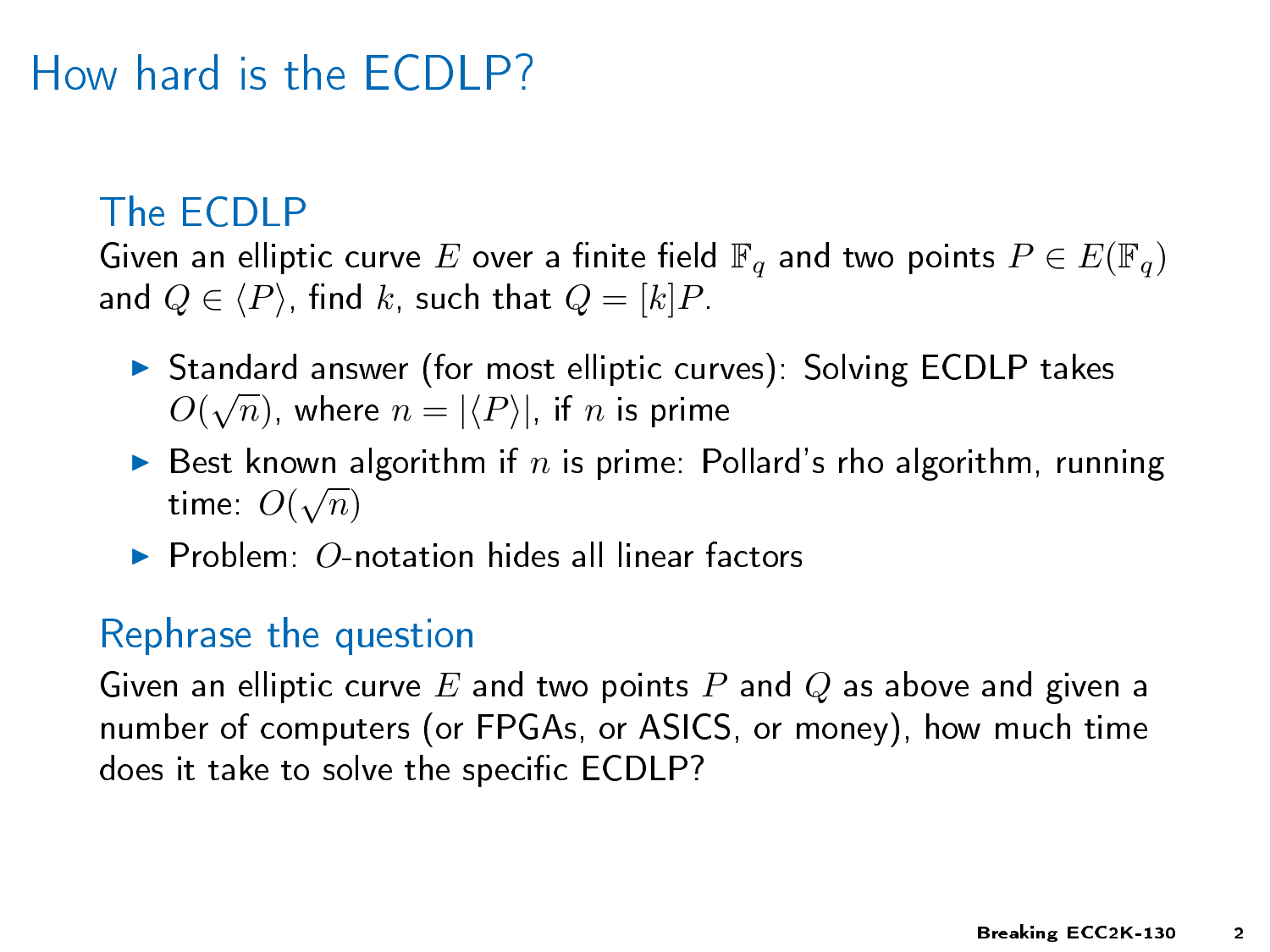# How hard is the ECDLP?

## The ECDLP

Given an elliptic curve $E$ over a finite field $\mathbb{F}_q$ and two points $P \in E(\mathbb{F}_q)$ and $Q \in \langle P \rangle$, find $k$, such that $Q = [k]P$.

- Standard answer (for most elliptic curves): Solving ECDLP takes $O(\sqrt{n})$, where $n = |\langle P \rangle|$, if $n$ is prime
- Best known algorithm if $n$ is prime: Pollard's rho algorithm, running time: $O(\sqrt{n})$
- Problem: $O$-notation hides all linear factors

## Rephrase the question

Given an elliptic curve $E$ and two points $P$ and $Q$ as above and given a number of computers (or FPGAs, or ASICS, or money), how much time does it take to solve the specific ECDLP?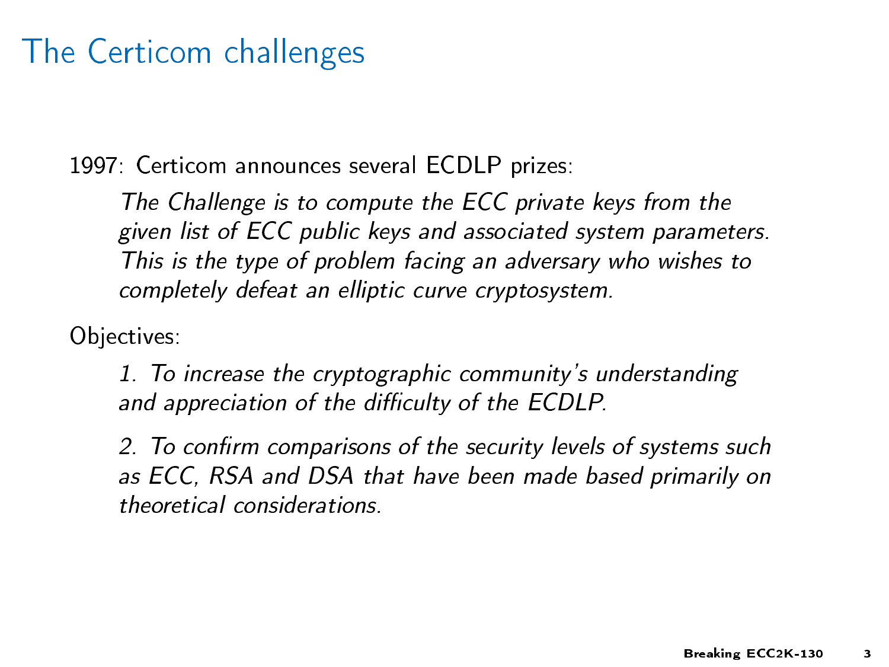# The Certicom challenges

1997: Certicom announces several ECDLP prizes:

> *The Challenge is to compute the ECC private keys from the given list of ECC public keys and associated system parameters. This is the type of problem facing an adversary who wishes to completely defeat an elliptic curve cryptosystem.*

Objectives:

> *1. To increase the cryptographic community's understanding and appreciation of the difficulty of the ECDLP.*
>
> *2. To confirm comparisons of the security levels of systems such as ECC, RSA and DSA that have been made based primarily on theoretical considerations.*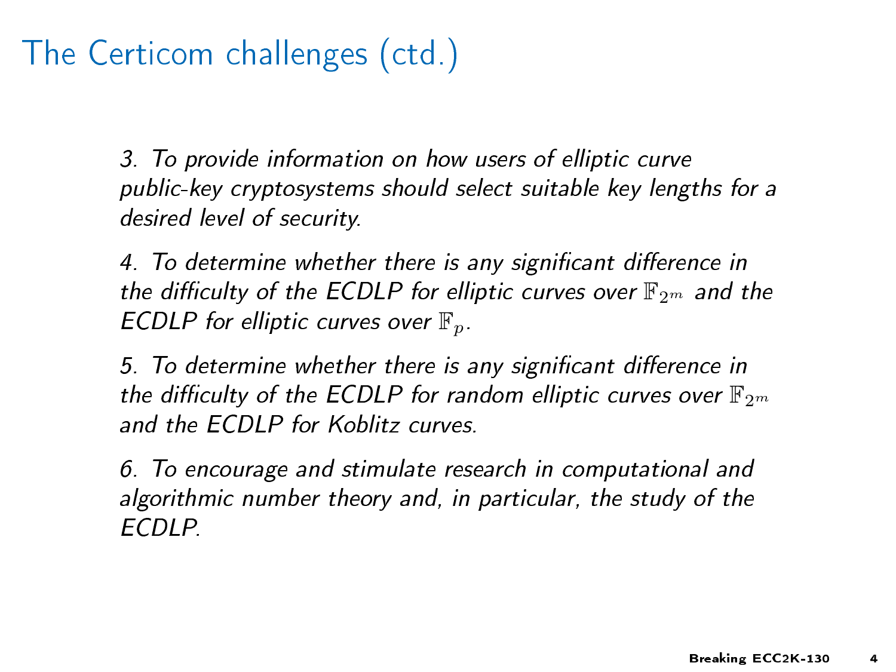# The Certicom challenges (ctd.)

*3. To provide information on how users of elliptic curve public-key cryptosystems should select suitable key lengths for a desired level of security.*

*4. To determine whether there is any significant difference in the difficulty of the ECDLP for elliptic curves over $\mathbb{F}_{2^m}$ and the ECDLP for elliptic curves over $\mathbb{F}_p$.*

*5. To determine whether there is any significant difference in the difficulty of the ECDLP for random elliptic curves over $\mathbb{F}_{2^m}$ and the ECDLP for Koblitz curves.*

*6. To encourage and stimulate research in computational and algorithmic number theory and, in particular, the study of the ECDLP.*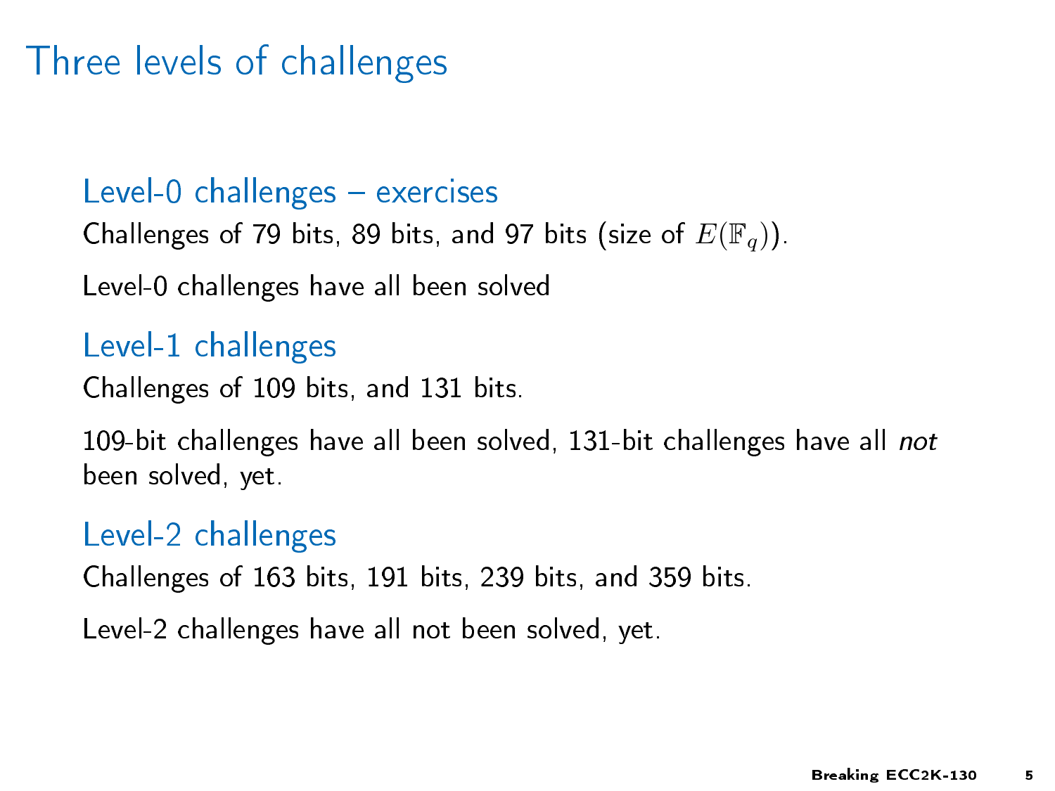# Three levels of challenges

### Level-0 challenges – exercises

Challenges of 79 bits, 89 bits, and 97 bits (size of $E(\mathbb{F}_q)$).

Level-0 challenges have all been solved

### Level-1 challenges

Challenges of 109 bits, and 131 bits.

109-bit challenges have all been solved, 131-bit challenges have all *not* been solved, yet.

### Level-2 challenges

Challenges of 163 bits, 191 bits, 239 bits, and 359 bits.

Level-2 challenges have all not been solved, yet.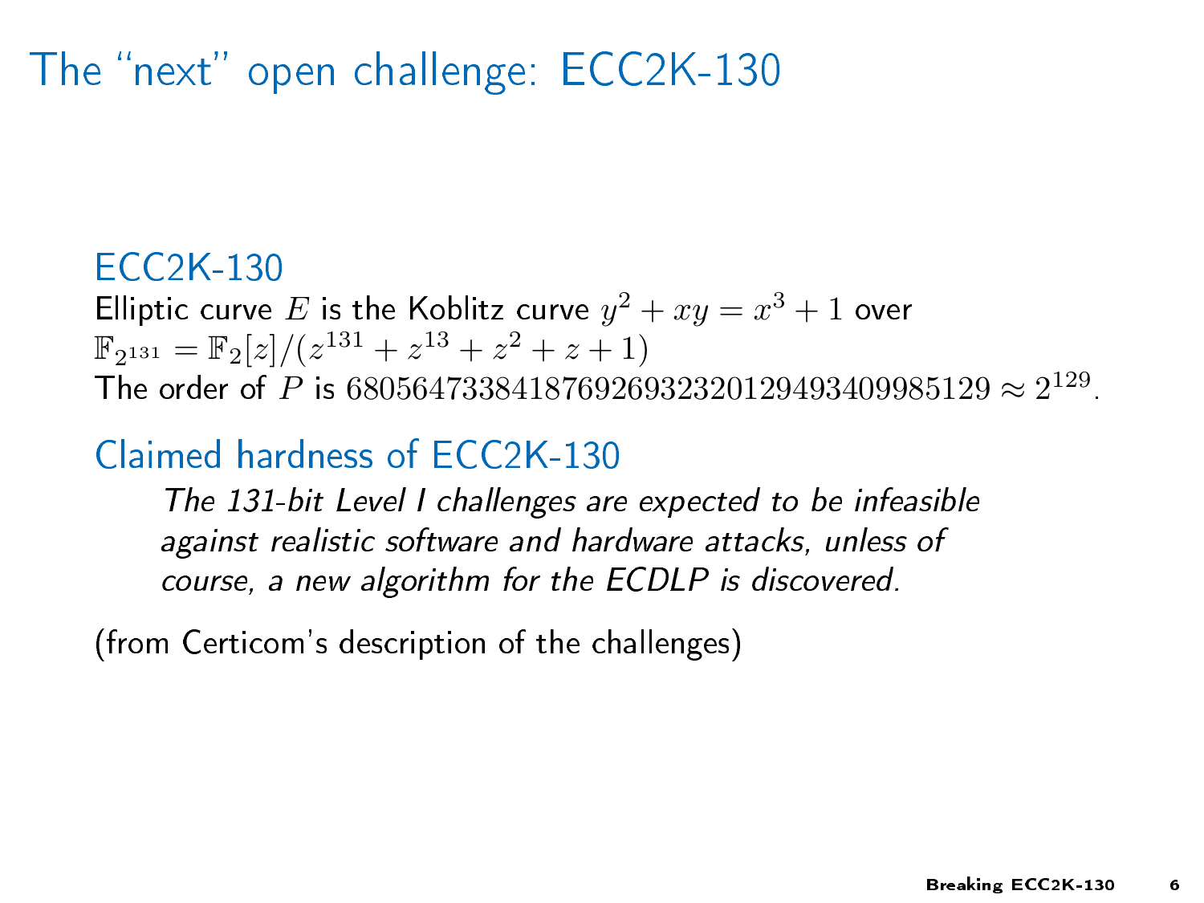# The "next" open challenge: ECC2K-130

## ECC2K-130

Elliptic curve $E$ is the Koblitz curve $y^2 + xy = x^3 + 1$ over $\mathbb{F}_{2^{131}} = \mathbb{F}_2[z]/(z^{131} + z^{13} + z^2 + z + 1)$

The order of $P$ is $680564733841876926932320129493409985129 \approx 2^{129}$.

## Claimed hardness of ECC2K-130

> *The 131-bit Level I challenges are expected to be infeasible against realistic software and hardware attacks, unless of course, a new algorithm for the ECDLP is discovered.*

(from Certicom's description of the challenges)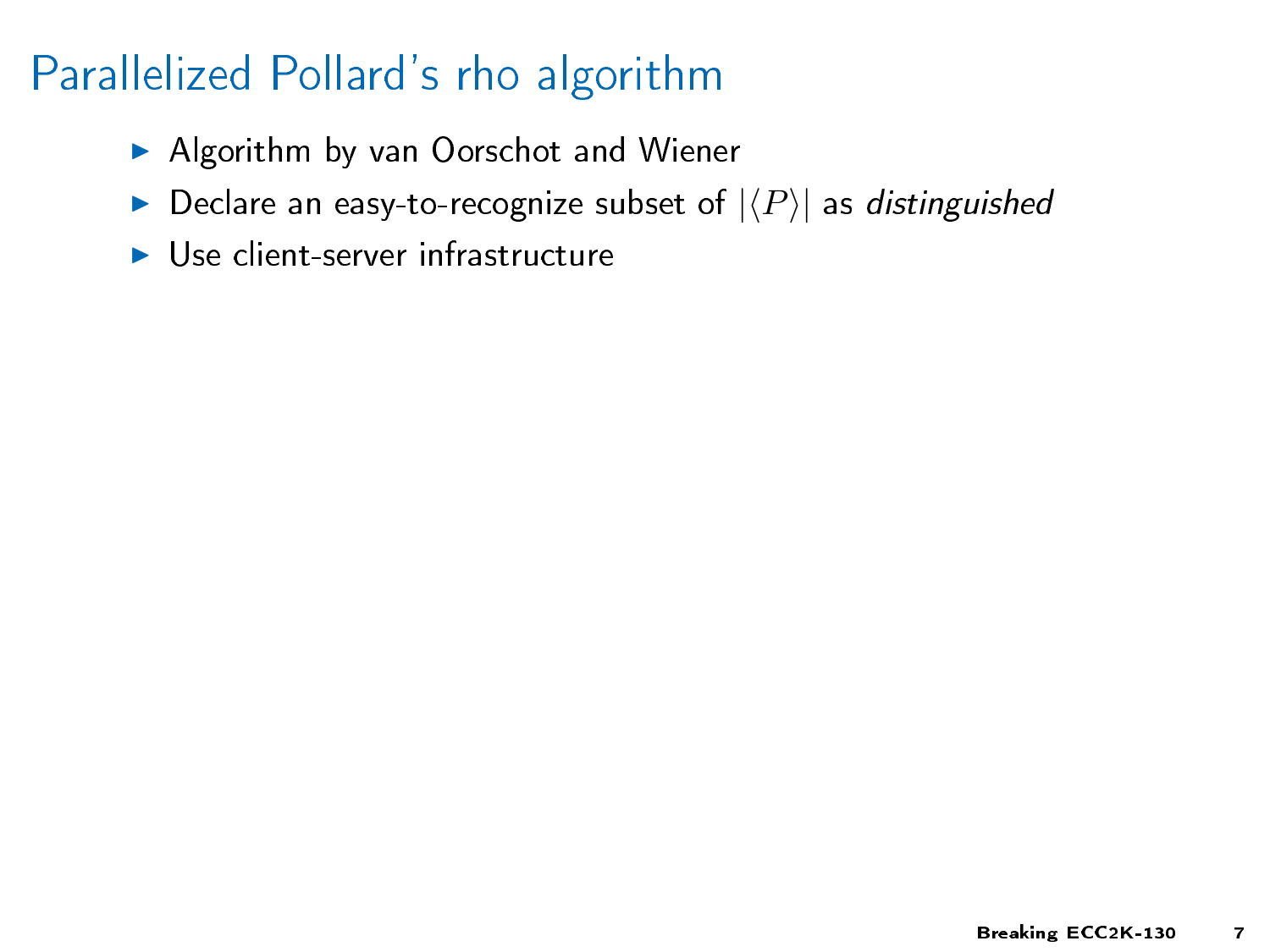# Parallelized Pollard's rho algorithm

- Algorithm by van Oorschot and Wiener
- Declare an easy-to-recognize subset of $|\langle P \rangle|$ as *distinguished*
- Use client-server infrastructure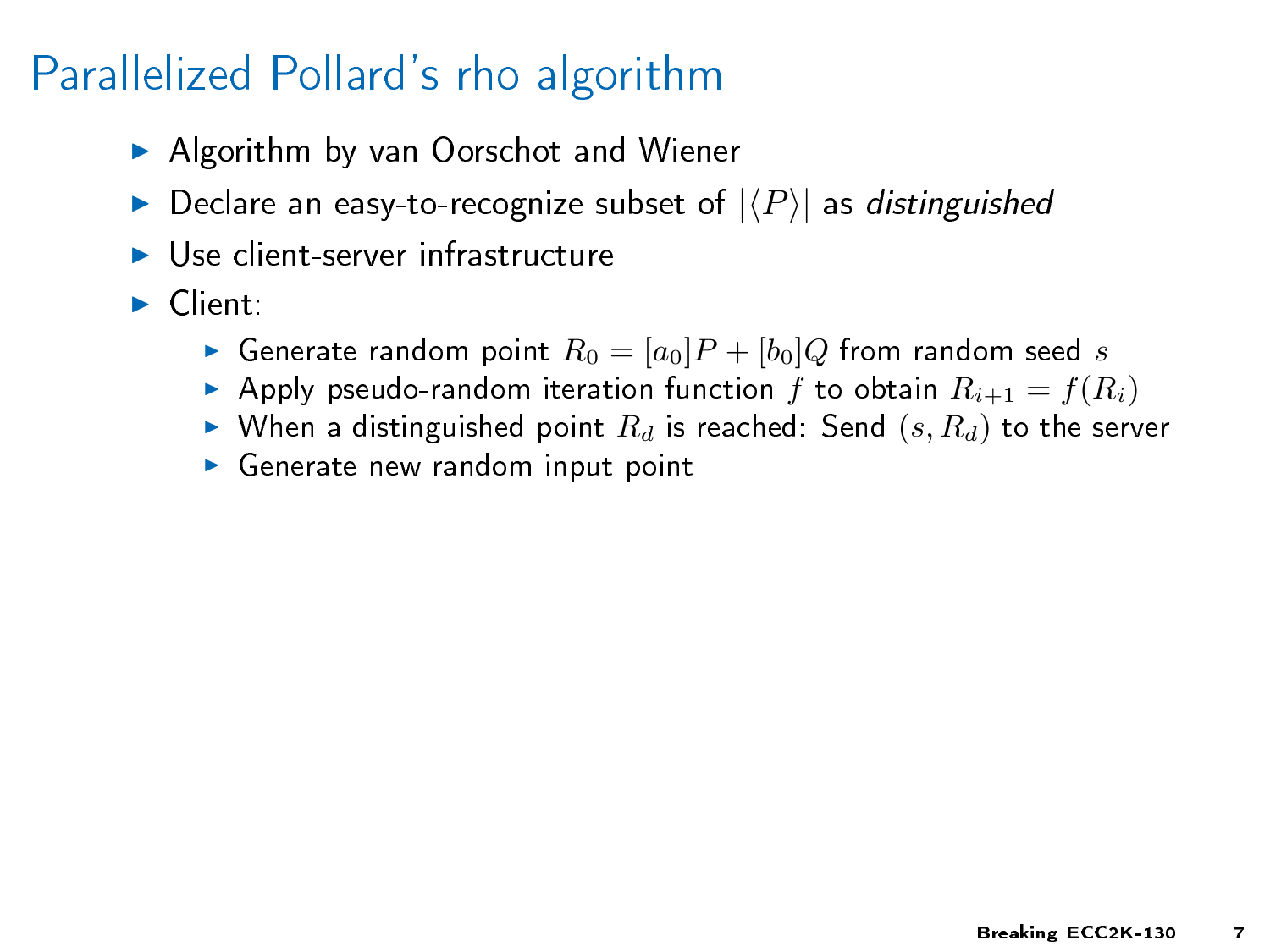# Parallelized Pollard's rho algorithm

- Algorithm by van Oorschot and Wiener
- Declare an easy-to-recognize subset of $|\langle P \rangle|$ as *distinguished*
- Use client-server infrastructure
- Client:
  - Generate random point $R_0 = [a_0]P + [b_0]Q$ from random seed $s$
  - Apply pseudo-random iteration function $f$ to obtain $R_{i+1} = f(R_i)$
  - When a distinguished point $R_d$ is reached: Send $(s, R_d)$ to the server
  - Generate new random input point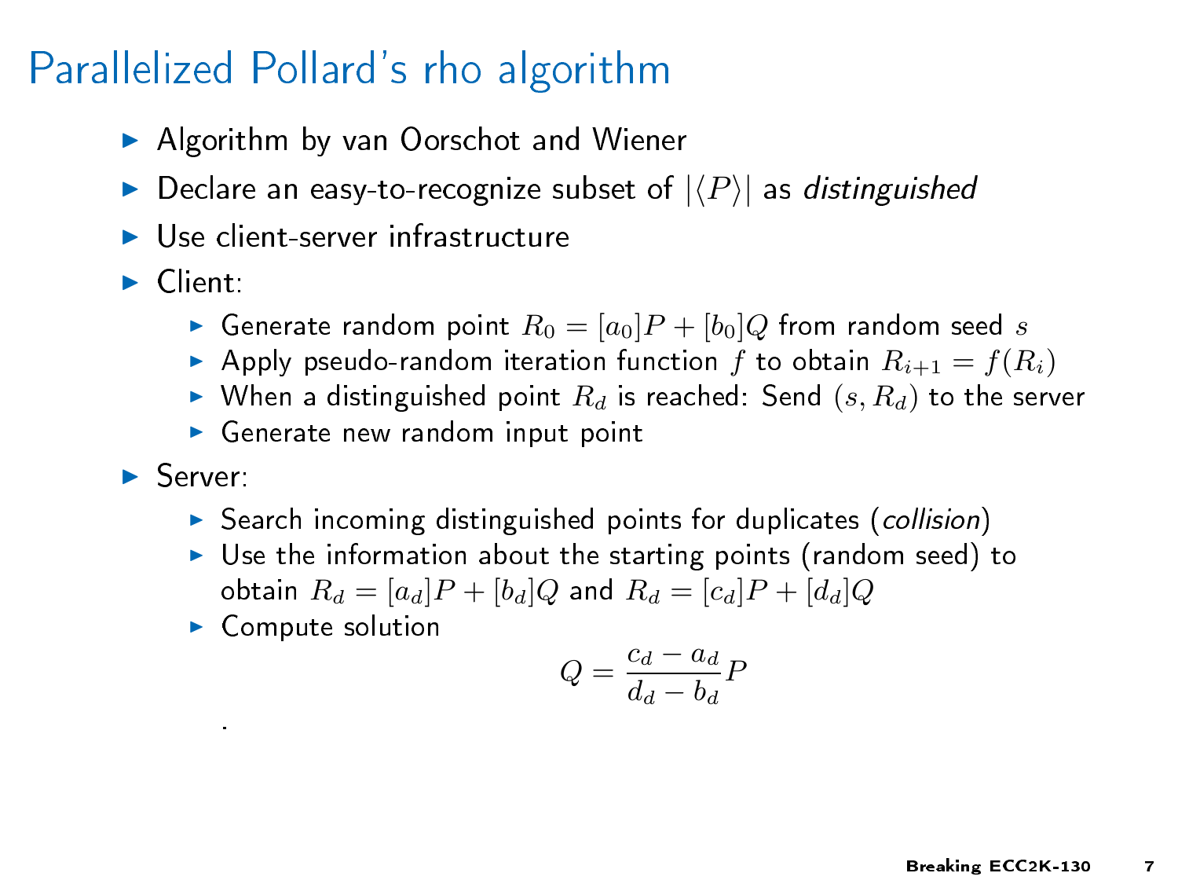# Parallelized Pollard's rho algorithm

- Algorithm by van Oorschot and Wiener
- Declare an easy-to-recognize subset of $|\langle P \rangle|$ as *distinguished*
- Use client-server infrastructure
- Client:
  - Generate random point $R_0 = [a_0]P + [b_0]Q$ from random seed $s$
  - Apply pseudo-random iteration function $f$ to obtain $R_{i+1} = f(R_i)$
  - When a distinguished point $R_d$ is reached: Send $(s, R_d)$ to the server
  - Generate new random input point
- Server:
  - Search incoming distinguished points for duplicates (*collision*)
  - Use the information about the starting points (random seed) to obtain $R_d = [a_d]P + [b_d]Q$ and $R_d = [c_d]P + [d_d]Q$
  - Compute solution

$$Q = \frac{c_d - a_d}{d_d - b_d} P$$

.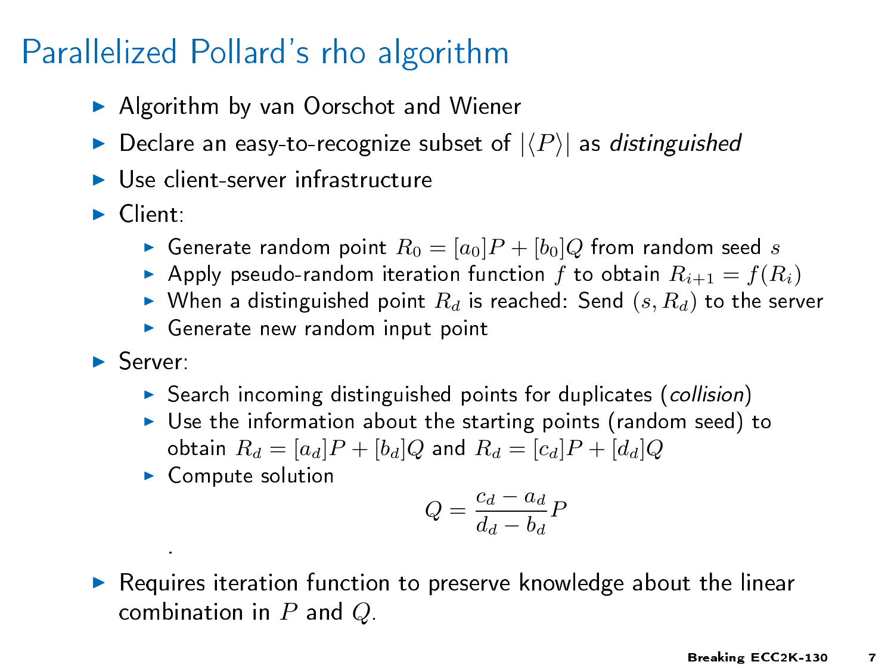# Parallelized Pollard's rho algorithm

- Algorithm by van Oorschot and Wiener
- Declare an easy-to-recognize subset of $|\langle P \rangle|$ as *distinguished*
- Use client-server infrastructure
- Client:
  - Generate random point $R_0 = [a_0]P + [b_0]Q$ from random seed $s$
  - Apply pseudo-random iteration function $f$ to obtain $R_{i+1} = f(R_i)$
  - When a distinguished point $R_d$ is reached: Send $(s, R_d)$ to the server
  - Generate new random input point
- Server:
  - Search incoming distinguished points for duplicates (*collision*)
  - Use the information about the starting points (random seed) to obtain $R_d = [a_d]P + [b_d]Q$ and $R_d = [c_d]P + [d_d]Q$
  - Compute solution

$$Q = \frac{c_d - a_d}{d_d - b_d} P$$

.

- Requires iteration function to preserve knowledge about the linear combination in $P$ and $Q$.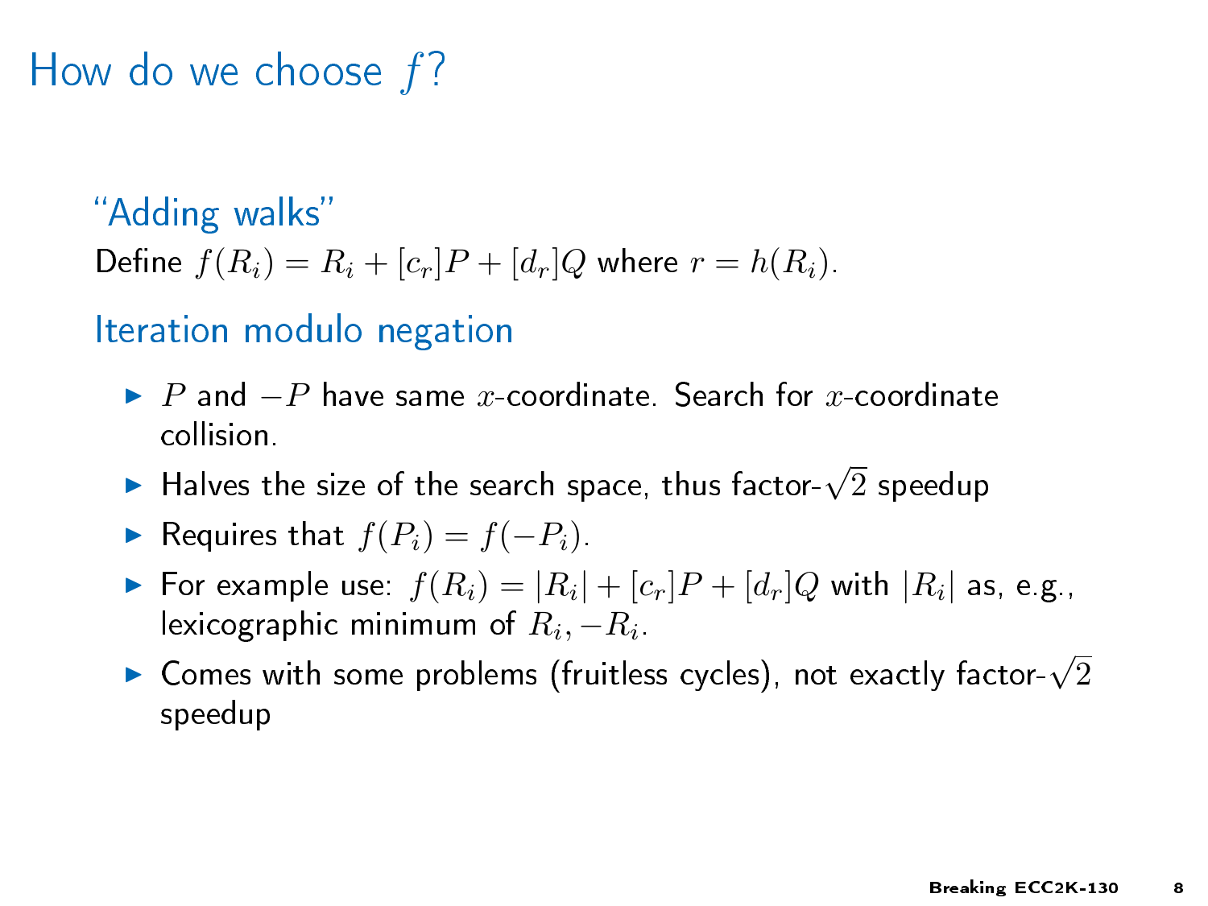# How do we choose $f$?

## "Adding walks"

Define $f(R_i) = R_i + [c_r]P + [d_r]Q$ where $r = h(R_i)$.

## Iteration modulo negation

- $P$ and $-P$ have same $x$-coordinate. Search for $x$-coordinate collision.
- Halves the size of the search space, thus factor-$\sqrt{2}$ speedup
- Requires that $f(P_i) = f(-P_i)$.
- For example use: $f(R_i) = |R_i| + [c_r]P + [d_r]Q$ with $|R_i|$ as, e.g., lexicographic minimum of $R_i, -R_i$.
- Comes with some problems (fruitless cycles), not exactly factor-$\sqrt{2}$ speedup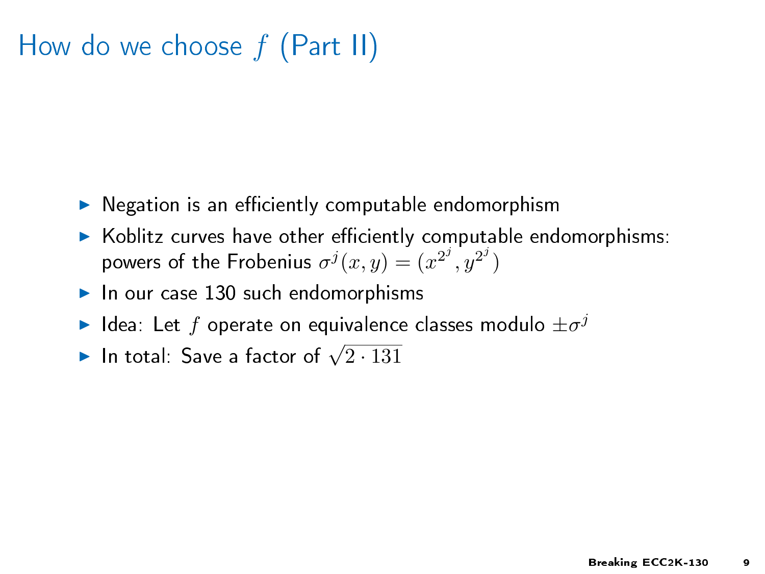# How do we choose $f$ (Part II)

- Negation is an efficiently computable endomorphism
- Koblitz curves have other efficiently computable endomorphisms: powers of the Frobenius $\sigma^j(x, y) = (x^{2^j}, y^{2^j})$
- In our case 130 such endomorphisms
- Idea: Let $f$ operate on equivalence classes modulo $\pm\sigma^j$
- In total: Save a factor of $\sqrt{2 \cdot 131}$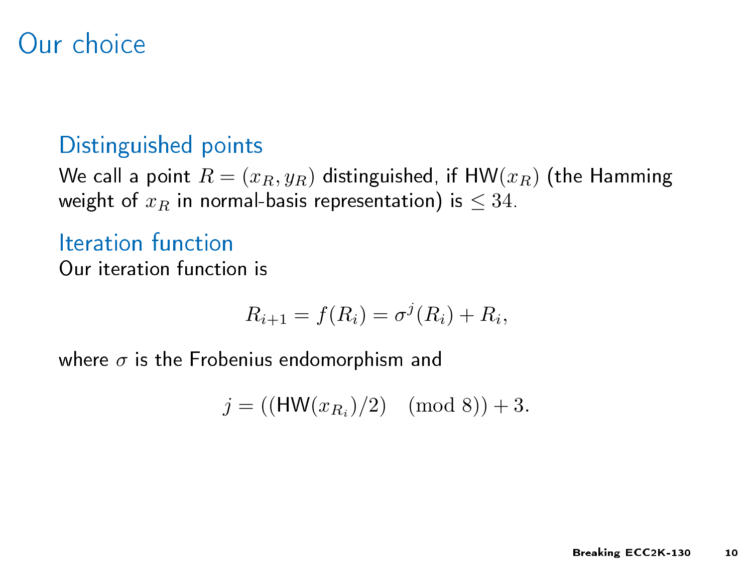# Our choice

## Distinguished points

We call a point $R = (x_R, y_R)$ distinguished, if $\mathsf{HW}(x_R)$ (the Hamming weight of $x_R$ in normal-basis representation) is $\leq 34$.

## Iteration function

Our iteration function is

$$R_{i+1} = f(R_i) = \sigma^j(R_i) + R_i,$$

where $\sigma$ is the Frobenius endomorphism and

$$j = ((\mathsf{HW}(x_{R_i})/2) \pmod 8) + 3.$$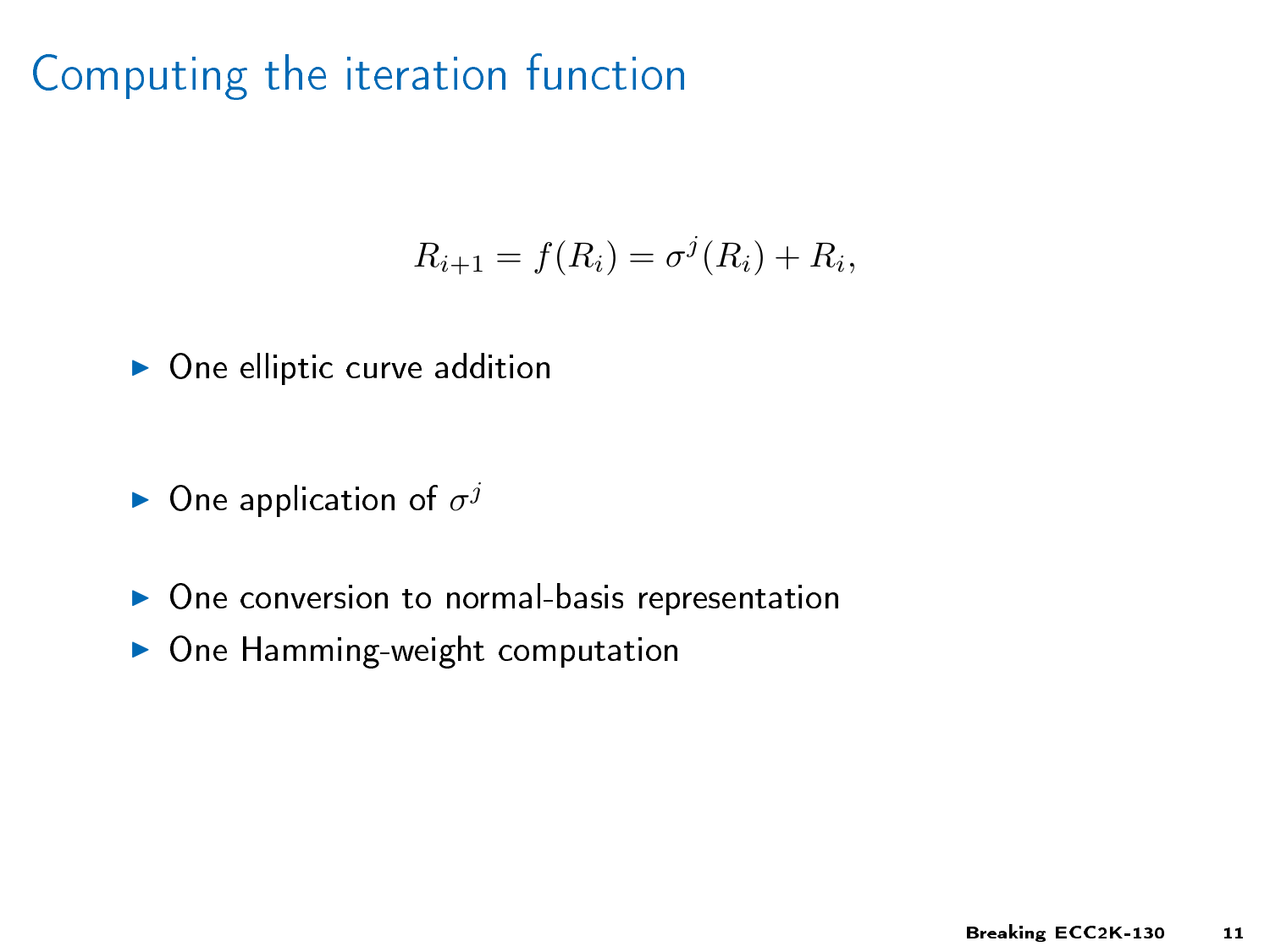# Computing the iteration function

$$R_{i+1} = f(R_i) = \sigma^j(R_i) + R_i,$$

- One elliptic curve addition
- One application of $\sigma^j$
- One conversion to normal-basis representation
- One Hamming-weight computation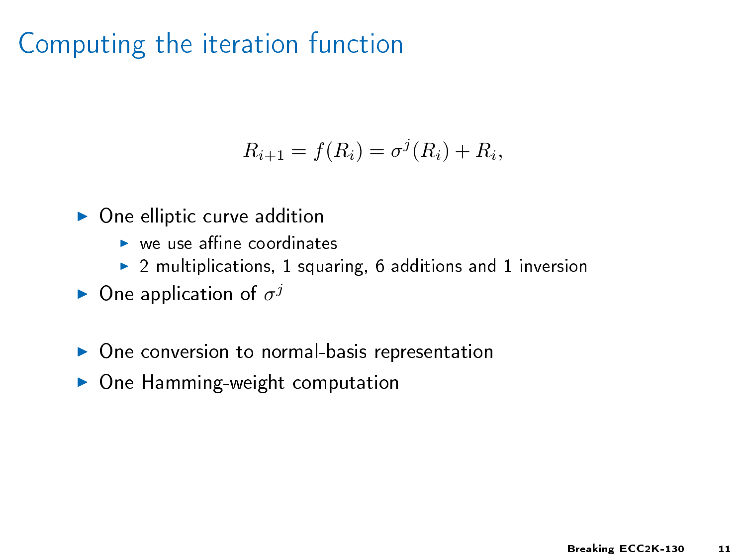# Computing the iteration function

$$R_{i+1} = f(R_i) = \sigma^j(R_i) + R_i,$$

- One elliptic curve addition
  - we use affine coordinates
  - 2 multiplications, 1 squaring, 6 additions and 1 inversion
- One application of $\sigma^j$
- One conversion to normal-basis representation
- One Hamming-weight computation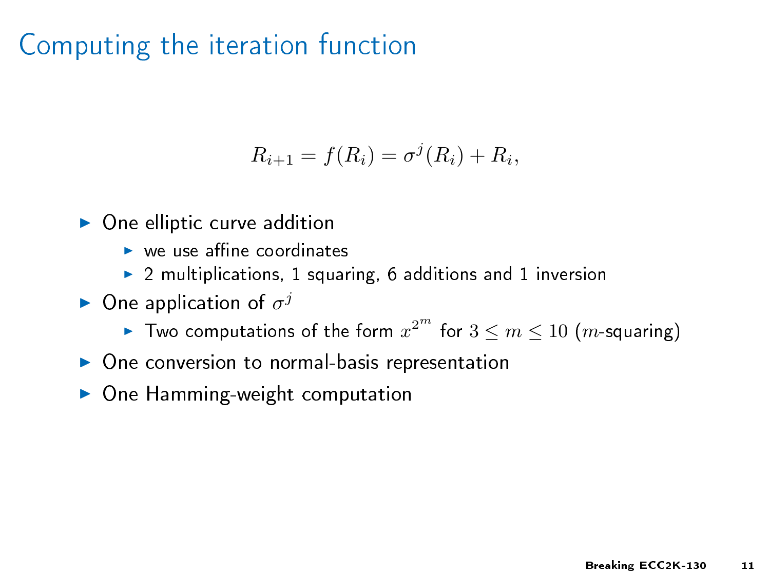# Computing the iteration function

$$R_{i+1} = f(R_i) = \sigma^j(R_i) + R_i,$$

- One elliptic curve addition
  - we use affine coordinates
  - 2 multiplications, 1 squaring, 6 additions and 1 inversion
- One application of $\sigma^j$
  - Two computations of the form $x^{2^m}$ for $3 \leq m \leq 10$ ($m$-squaring)
- One conversion to normal-basis representation
- One Hamming-weight computation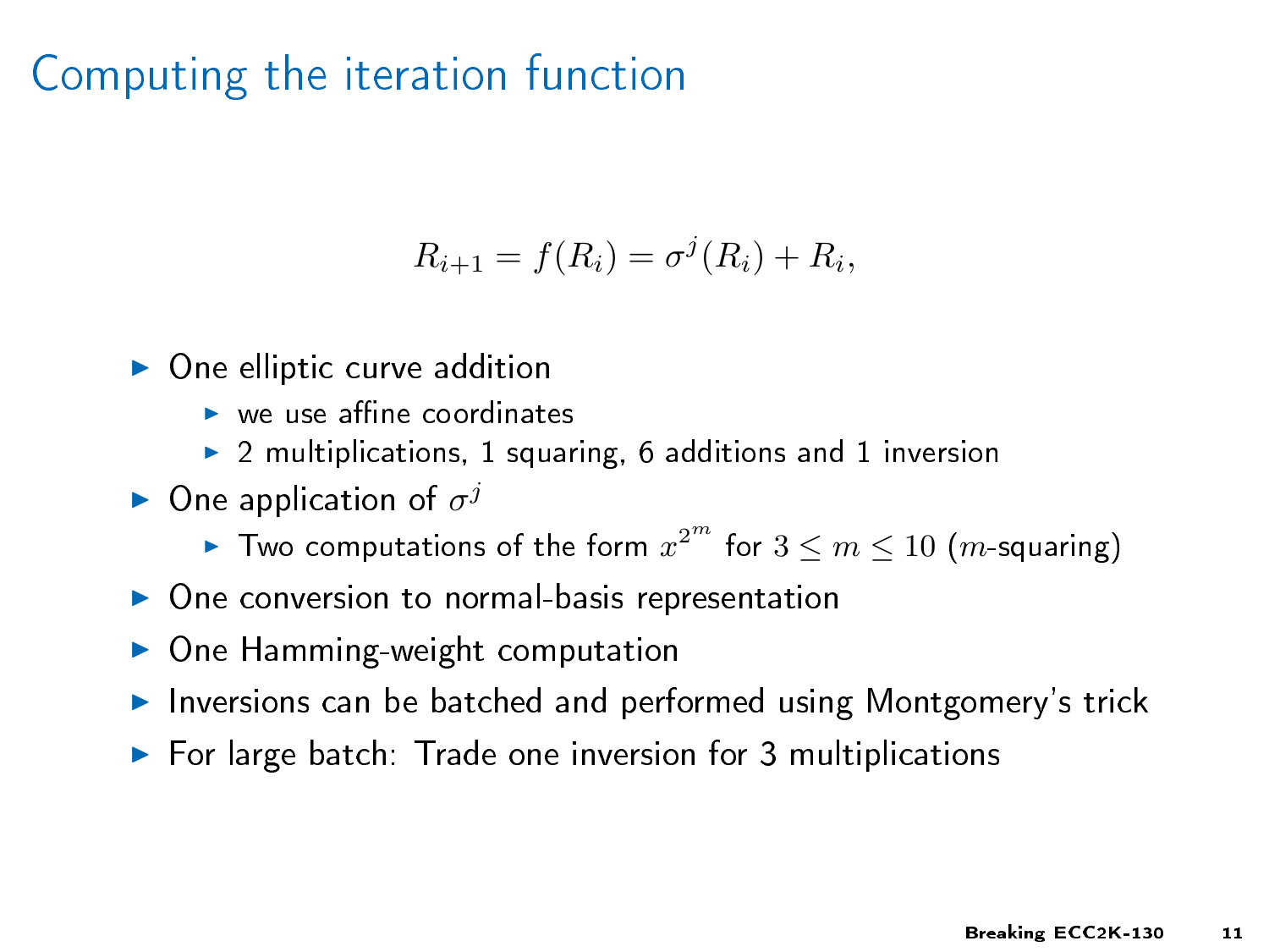# Computing the iteration function

$$R_{i+1} = f(R_i) = \sigma^j(R_i) + R_i,$$

- One elliptic curve addition
  - we use affine coordinates
  - 2 multiplications, 1 squaring, 6 additions and 1 inversion
- One application of $\sigma^j$
  - Two computations of the form $x^{2^m}$ for $3 \leq m \leq 10$ ($m$-squaring)
- One conversion to normal-basis representation
- One Hamming-weight computation
- Inversions can be batched and performed using Montgomery's trick
- For large batch: Trade one inversion for 3 multiplications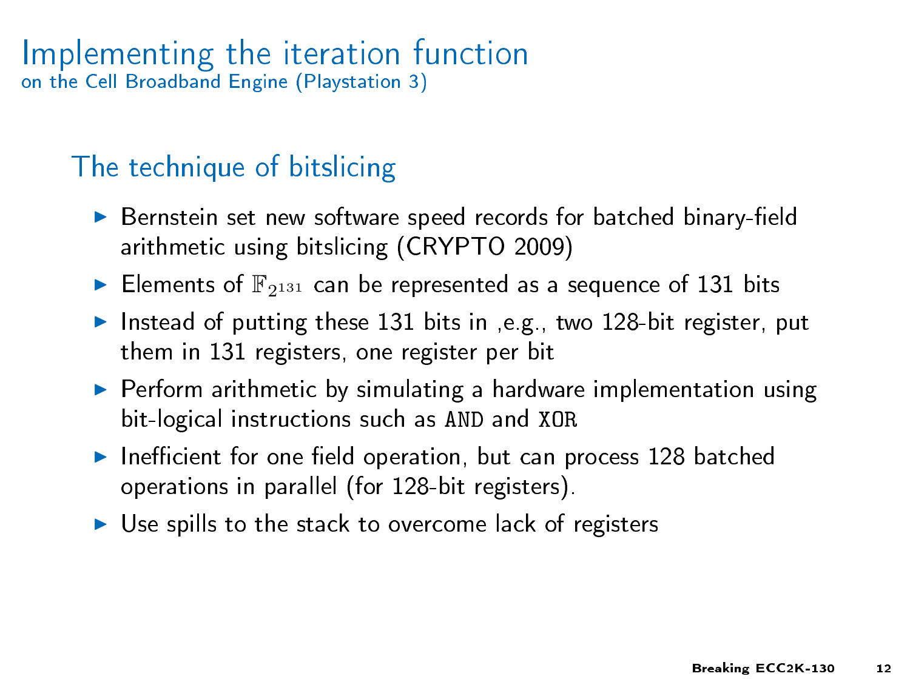# Implementing the iteration function

on the Cell Broadband Engine (Playstation 3)

## The technique of bitslicing

- Bernstein set new software speed records for batched binary-field arithmetic using bitslicing (CRYPTO 2009)
- Elements of $\mathbb{F}_{2^{131}}$ can be represented as a sequence of 131 bits
- Instead of putting these 131 bits in ,e.g., two 128-bit register, put them in 131 registers, one register per bit
- Perform arithmetic by simulating a hardware implementation using bit-logical instructions such as `AND` and `XOR`
- Inefficient for one field operation, but can process 128 batched operations in parallel (for 128-bit registers).
- Use spills to the stack to overcome lack of registers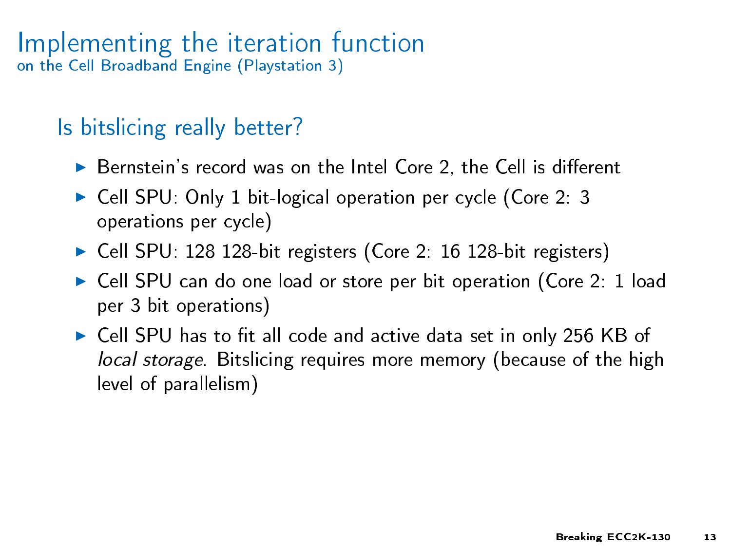# Implementing the iteration function
on the Cell Broadband Engine (Playstation 3)

## Is bitslicing really better?

- Bernstein's record was on the Intel Core 2, the Cell is different
- Cell SPU: Only 1 bit-logical operation per cycle (Core 2: 3 operations per cycle)
- Cell SPU: 128 128-bit registers (Core 2: 16 128-bit registers)
- Cell SPU can do one load or store per bit operation (Core 2: 1 load per 3 bit operations)
- Cell SPU has to fit all code and active data set in only 256 KB of *local storage*. Bitslicing requires more memory (because of the high level of parallelism)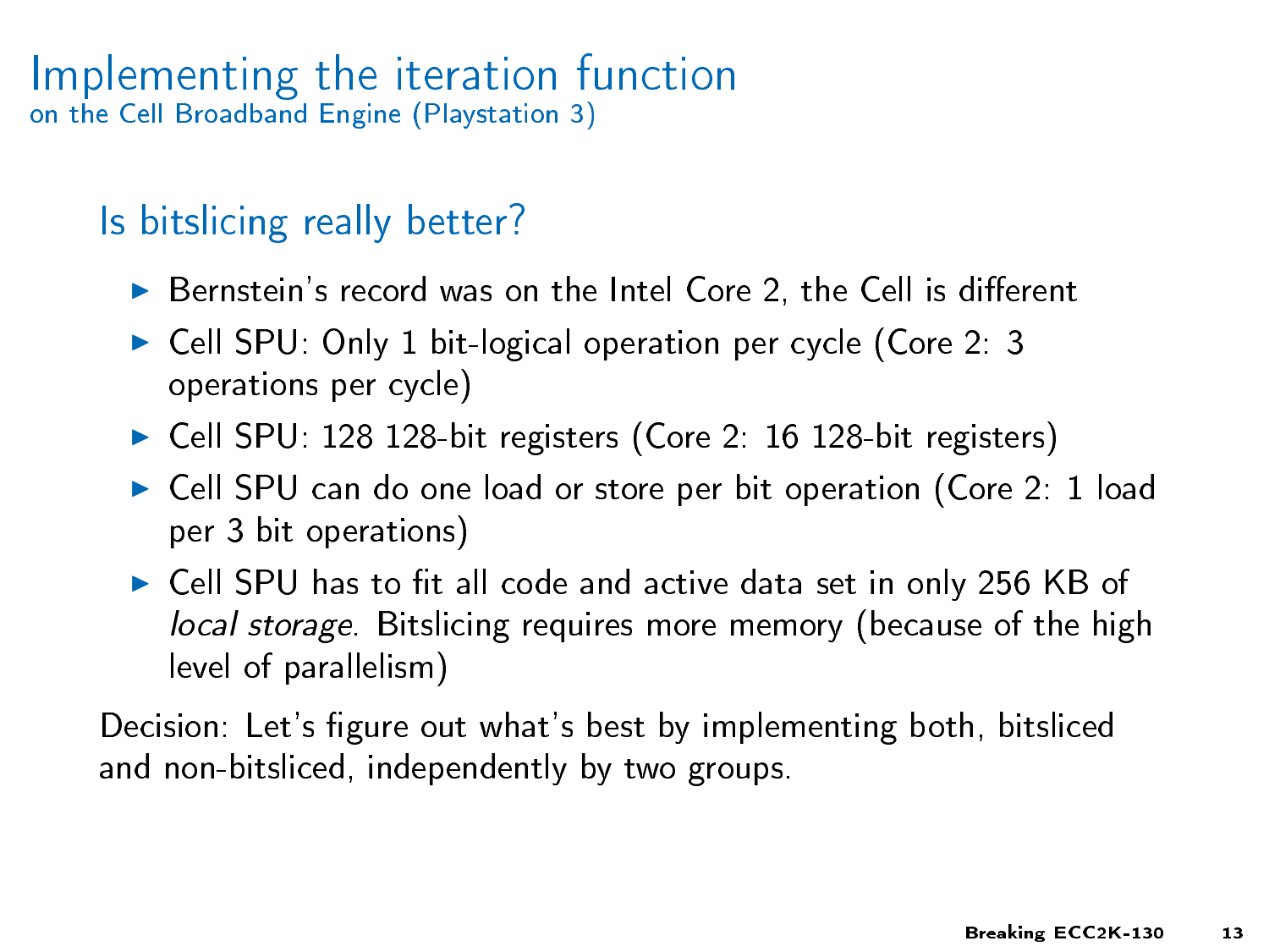# Implementing the iteration function

on the Cell Broadband Engine (Playstation 3)

## Is bitslicing really better?

- Bernstein's record was on the Intel Core 2, the Cell is different
- Cell SPU: Only 1 bit-logical operation per cycle (Core 2: 3 operations per cycle)
- Cell SPU: 128 128-bit registers (Core 2: 16 128-bit registers)
- Cell SPU can do one load or store per bit operation (Core 2: 1 load per 3 bit operations)
- Cell SPU has to fit all code and active data set in only 256 KB of *local storage*. Bitslicing requires more memory (because of the high level of parallelism)

Decision: Let's figure out what's best by implementing both, bitsliced and non-bitsliced, independently by two groups.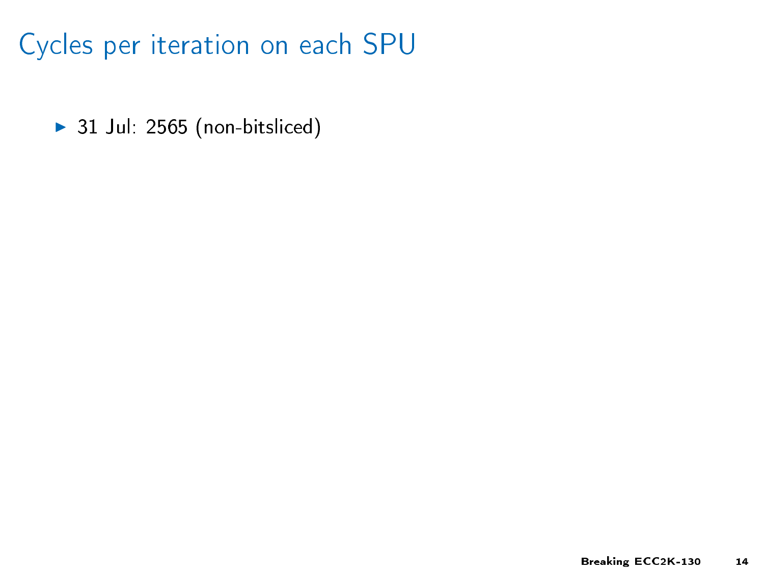# Cycles per iteration on each SPU

- 31 Jul: 2565 (non-bitsliced)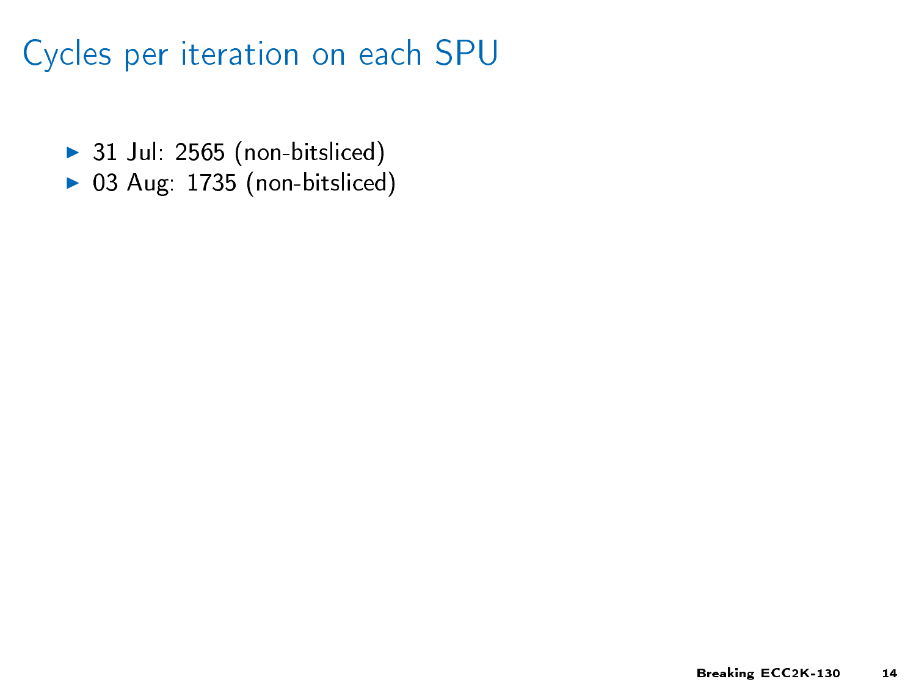# Cycles per iteration on each SPU

- 31 Jul: 2565 (non-bitsliced)
- 03 Aug: 1735 (non-bitsliced)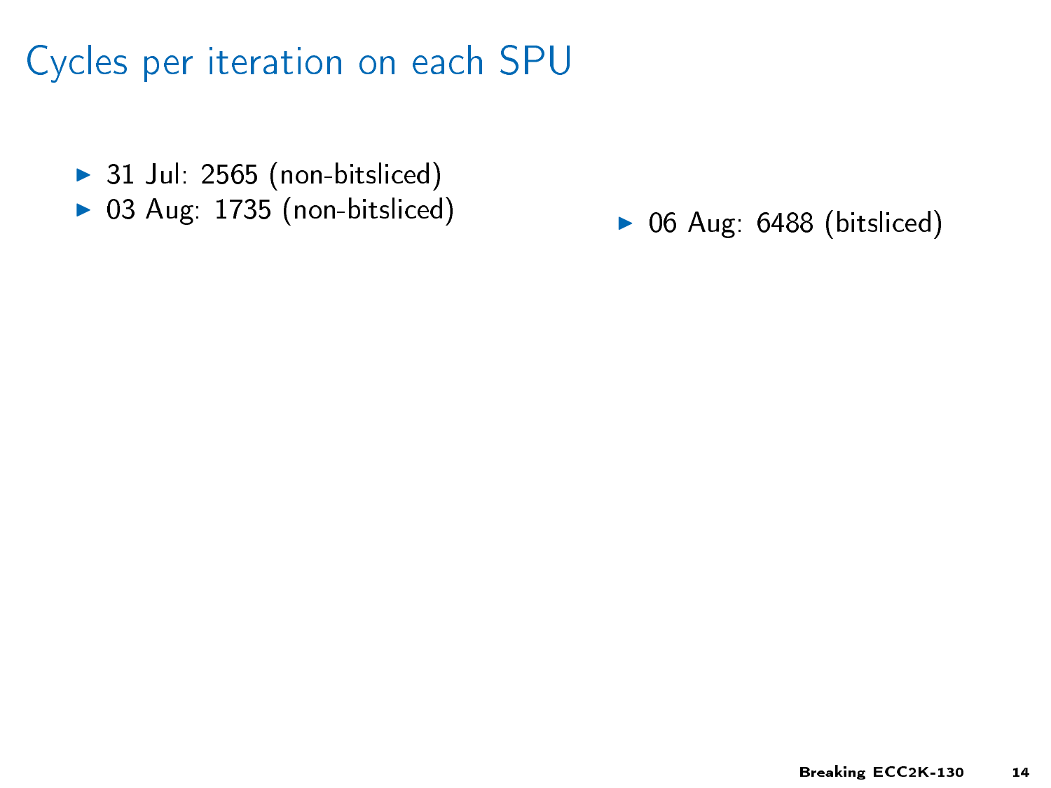# Cycles per iteration on each SPU

- 31 Jul: 2565 (non-bitsliced)
- 03 Aug: 1735 (non-bitsliced)

- 06 Aug: 6488 (bitsliced)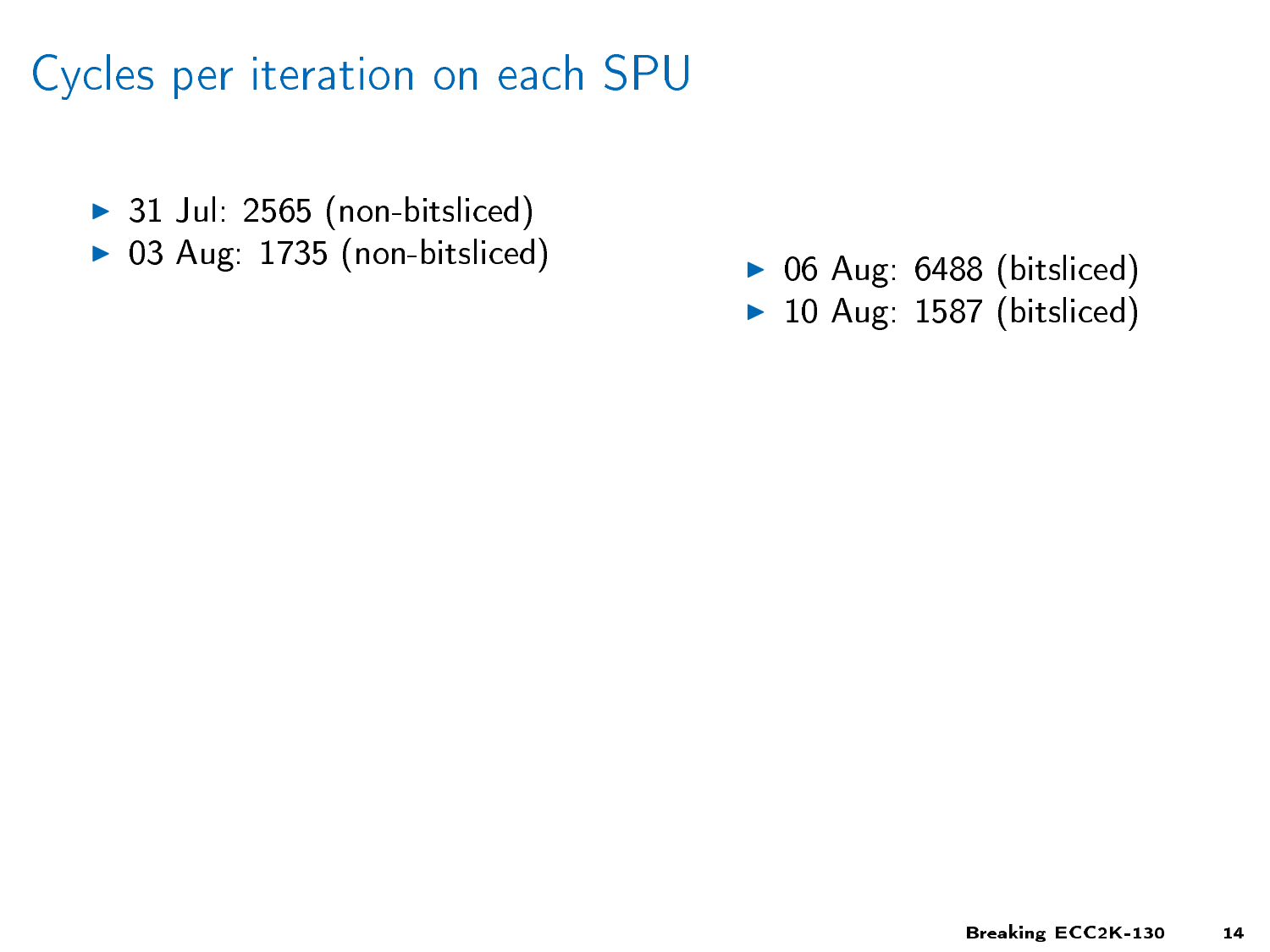# Cycles per iteration on each SPU

- 31 Jul: 2565 (non-bitsliced)
- 03 Aug: 1735 (non-bitsliced)

- 06 Aug: 6488 (bitsliced)
- 10 Aug: 1587 (bitsliced)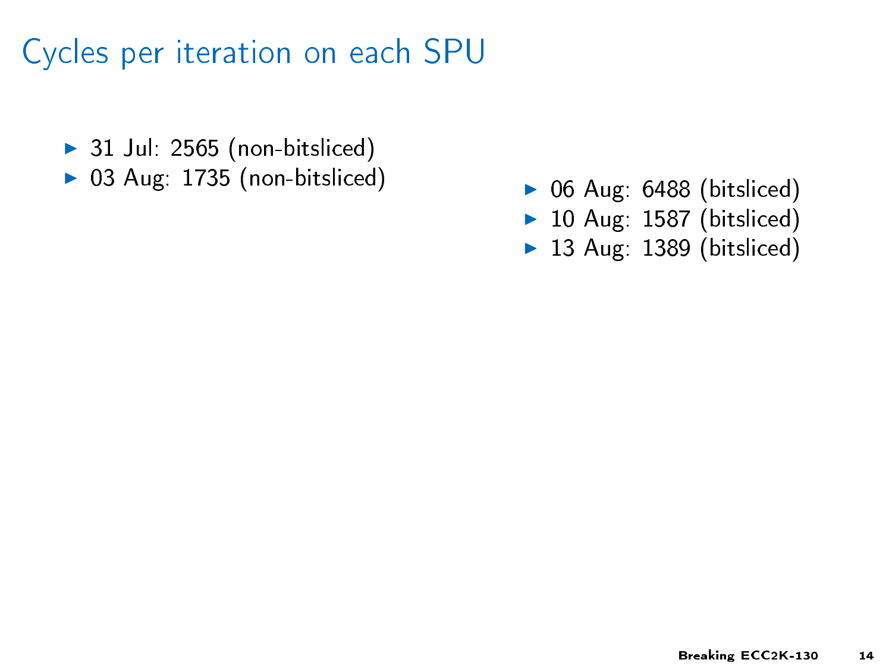# Cycles per iteration on each SPU

- 31 Jul: 2565 (non-bitsliced)
- 03 Aug: 1735 (non-bitsliced)

- 06 Aug: 6488 (bitsliced)
- 10 Aug: 1587 (bitsliced)
- 13 Aug: 1389 (bitsliced)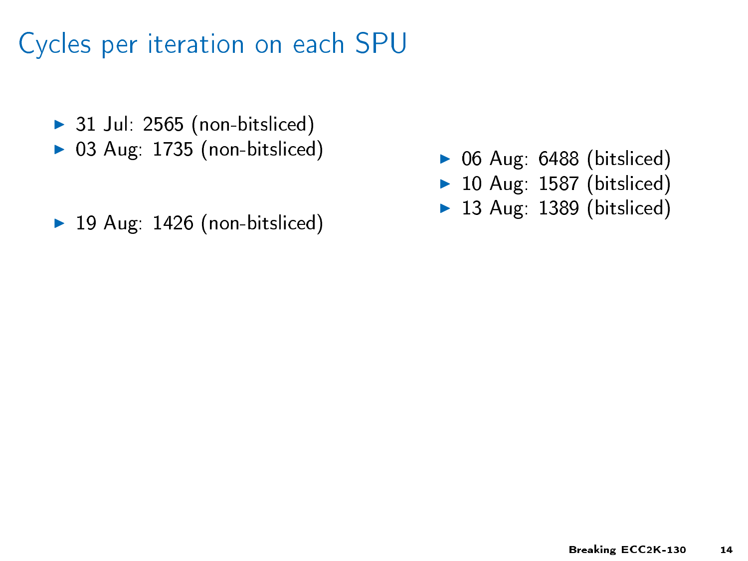# Cycles per iteration on each SPU

- 31 Jul: 2565 (non-bitsliced)
- 03 Aug: 1735 (non-bitsliced)
- 19 Aug: 1426 (non-bitsliced)

- 06 Aug: 6488 (bitsliced)
- 10 Aug: 1587 (bitsliced)
- 13 Aug: 1389 (bitsliced)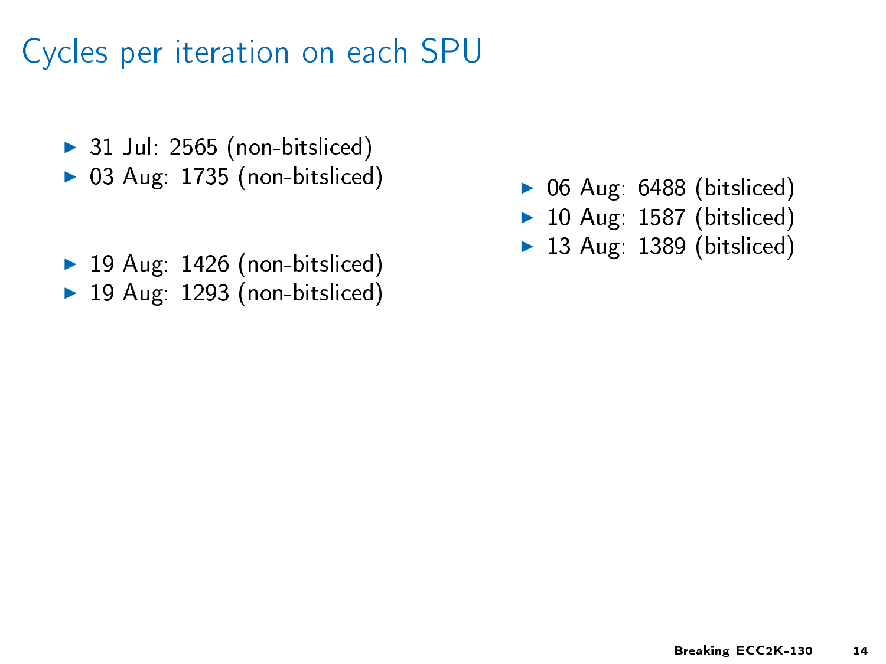# Cycles per iteration on each SPU

- 31 Jul: 2565 (non-bitsliced)
- 03 Aug: 1735 (non-bitsliced)
- 19 Aug: 1426 (non-bitsliced)
- 19 Aug: 1293 (non-bitsliced)

- 06 Aug: 6488 (bitsliced)
- 10 Aug: 1587 (bitsliced)
- 13 Aug: 1389 (bitsliced)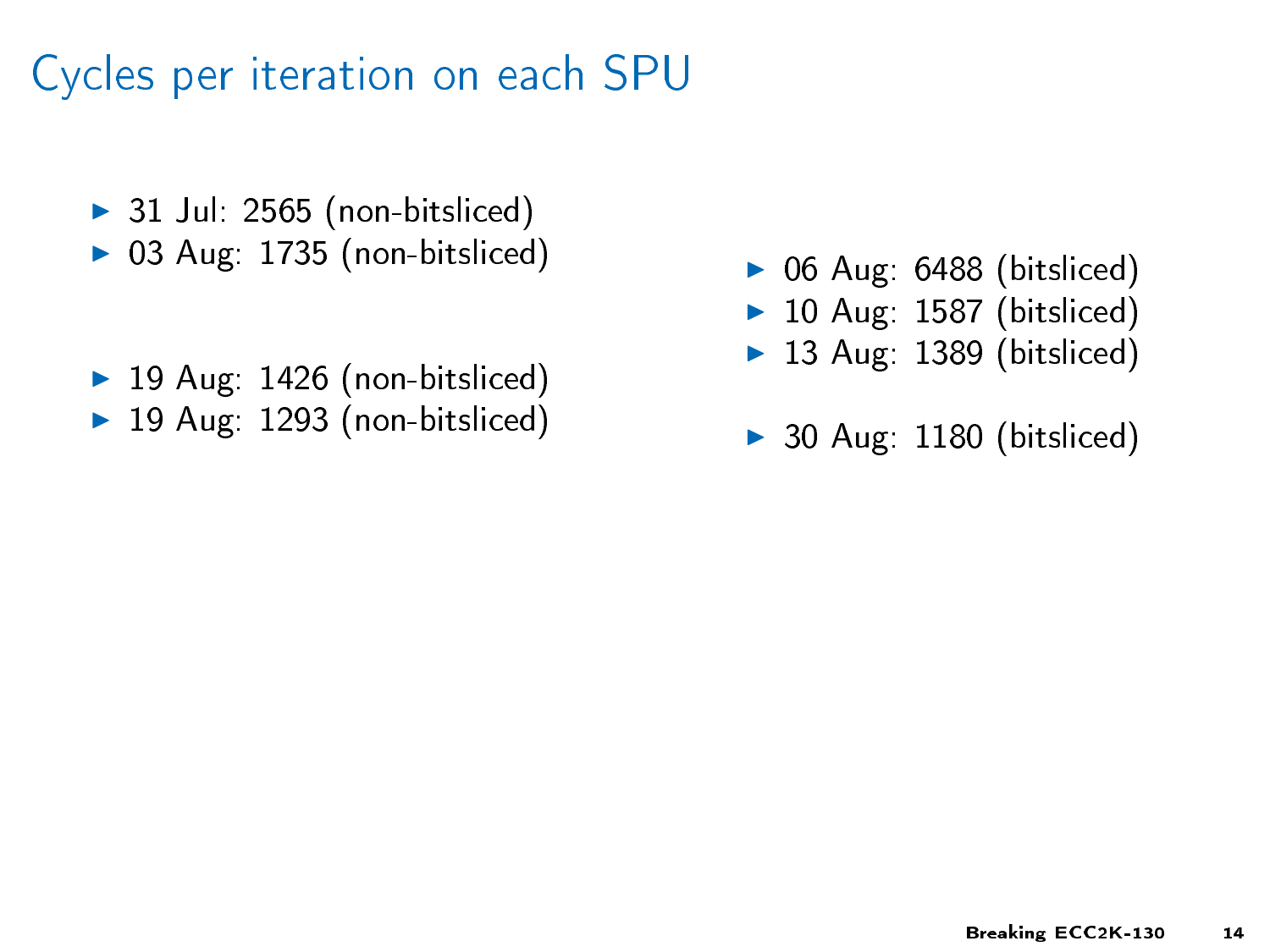# Cycles per iteration on each SPU

- 31 Jul: 2565 (non-bitsliced)
- 03 Aug: 1735 (non-bitsliced)
- 19 Aug: 1426 (non-bitsliced)
- 19 Aug: 1293 (non-bitsliced)

- 06 Aug: 6488 (bitsliced)
- 10 Aug: 1587 (bitsliced)
- 13 Aug: 1389 (bitsliced)
- 30 Aug: 1180 (bitsliced)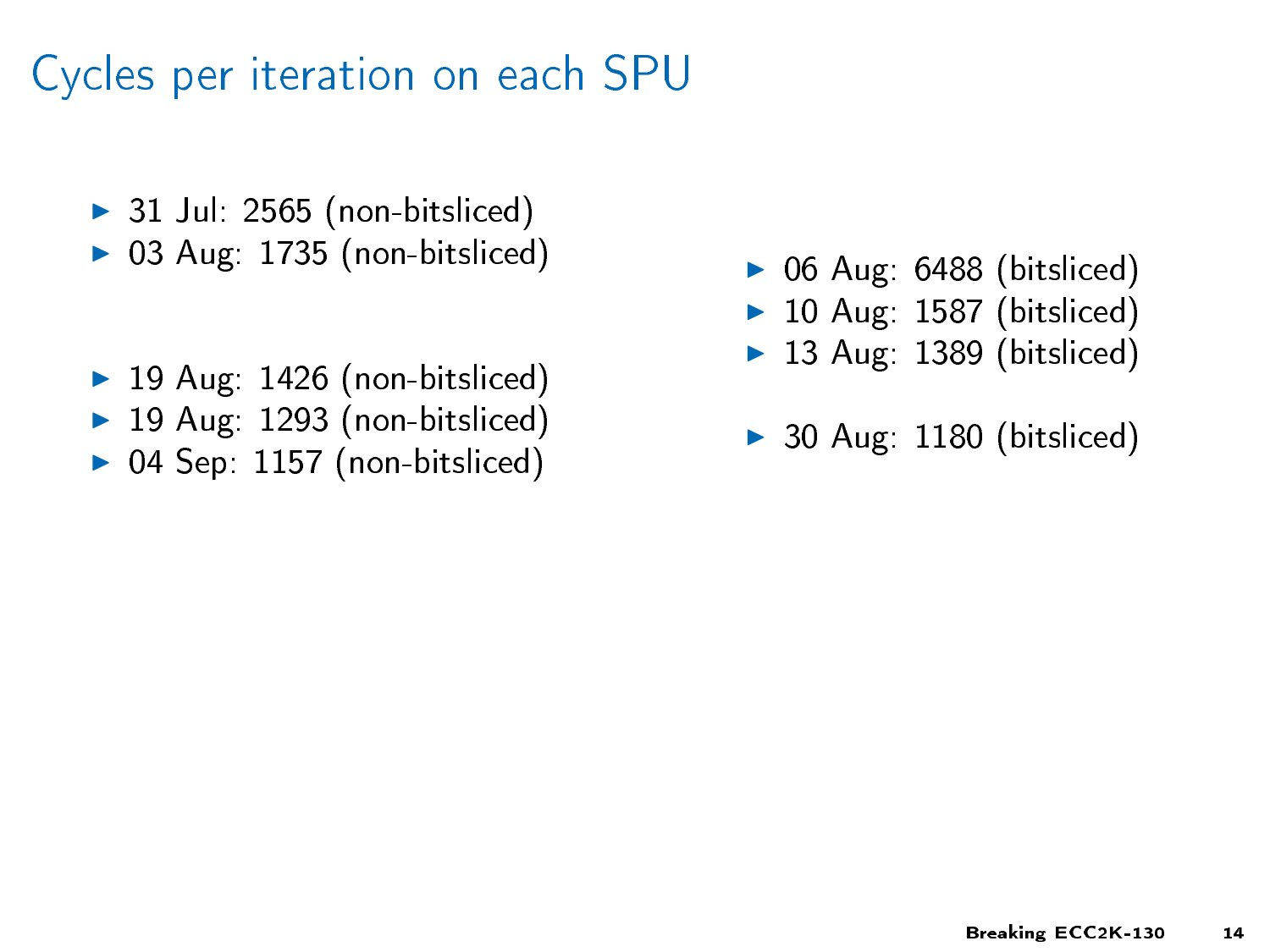# Cycles per iteration on each SPU

- 31 Jul: 2565 (non-bitsliced)
- 03 Aug: 1735 (non-bitsliced)
- 19 Aug: 1426 (non-bitsliced)
- 19 Aug: 1293 (non-bitsliced)
- 04 Sep: 1157 (non-bitsliced)

- 06 Aug: 6488 (bitsliced)
- 10 Aug: 1587 (bitsliced)
- 13 Aug: 1389 (bitsliced)
- 30 Aug: 1180 (bitsliced)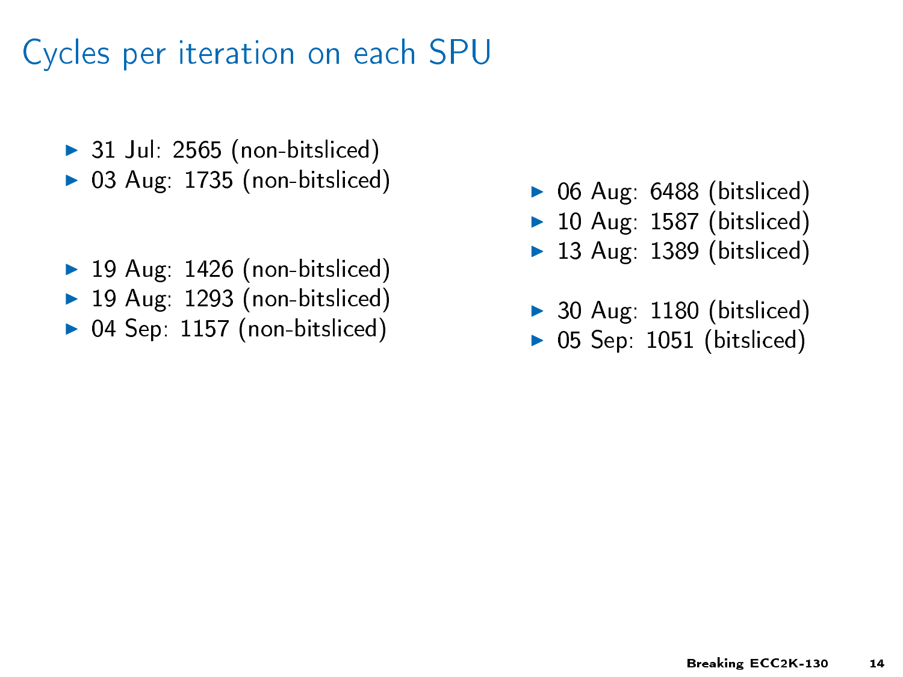# Cycles per iteration on each SPU

- 31 Jul: 2565 (non-bitsliced)
- 03 Aug: 1735 (non-bitsliced)
- 19 Aug: 1426 (non-bitsliced)
- 19 Aug: 1293 (non-bitsliced)
- 04 Sep: 1157 (non-bitsliced)

- 06 Aug: 6488 (bitsliced)
- 10 Aug: 1587 (bitsliced)
- 13 Aug: 1389 (bitsliced)
- 30 Aug: 1180 (bitsliced)
- 05 Sep: 1051 (bitsliced)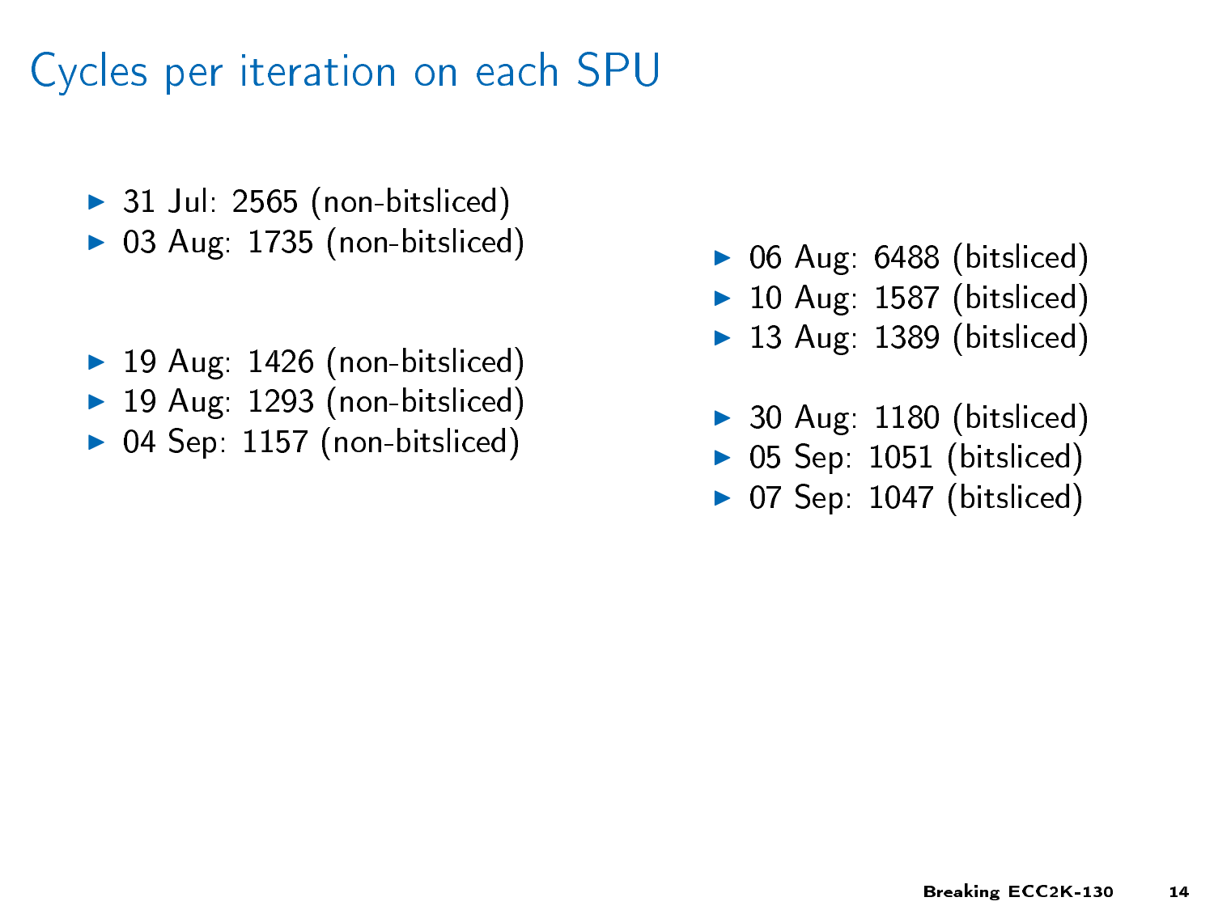# Cycles per iteration on each SPU

- 31 Jul: 2565 (non-bitsliced)
- 03 Aug: 1735 (non-bitsliced)

- 19 Aug: 1426 (non-bitsliced)
- 19 Aug: 1293 (non-bitsliced)
- 04 Sep: 1157 (non-bitsliced)

- 06 Aug: 6488 (bitsliced)
- 10 Aug: 1587 (bitsliced)
- 13 Aug: 1389 (bitsliced)

- 30 Aug: 1180 (bitsliced)
- 05 Sep: 1051 (bitsliced)
- 07 Sep: 1047 (bitsliced)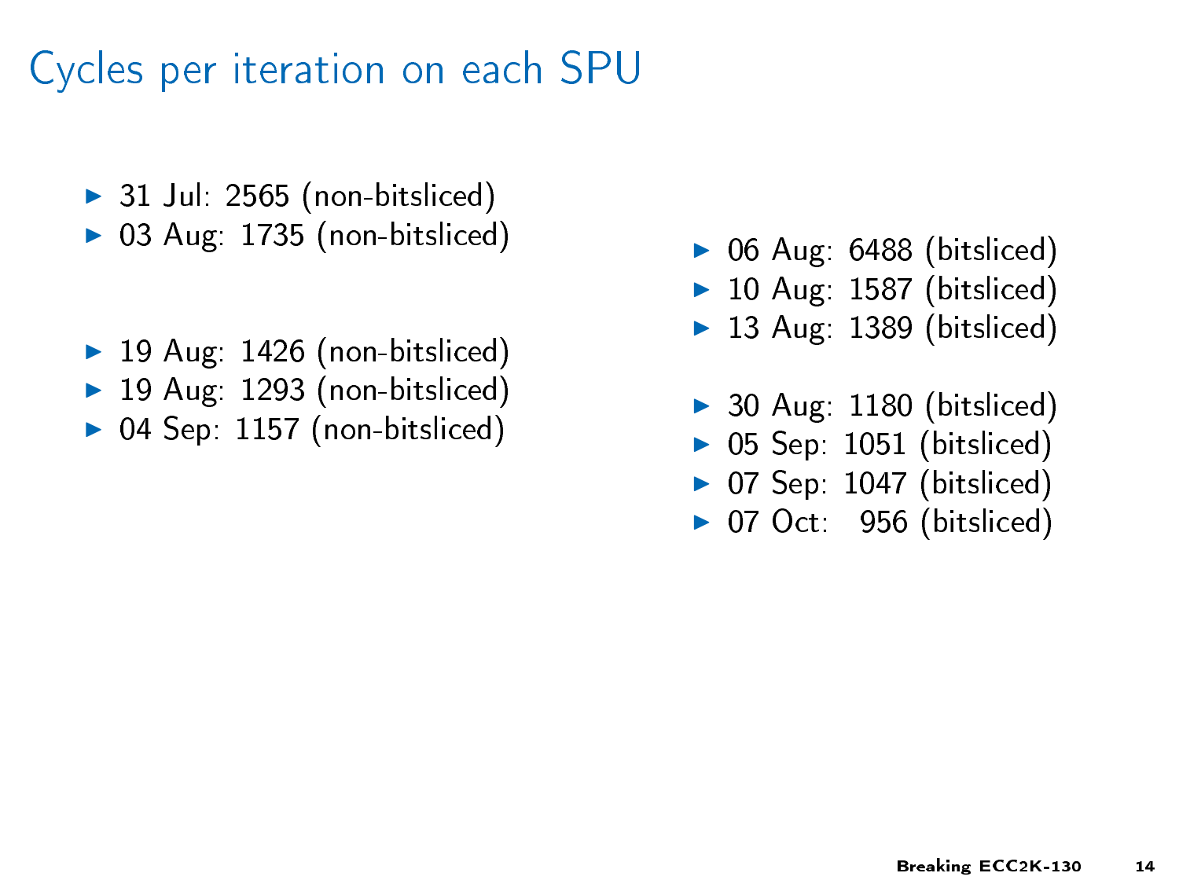# Cycles per iteration on each SPU

- 31 Jul: 2565 (non-bitsliced)
- 03 Aug: 1735 (non-bitsliced)

- 19 Aug: 1426 (non-bitsliced)
- 19 Aug: 1293 (non-bitsliced)
- 04 Sep: 1157 (non-bitsliced)

- 06 Aug: 6488 (bitsliced)
- 10 Aug: 1587 (bitsliced)
- 13 Aug: 1389 (bitsliced)

- 30 Aug: 1180 (bitsliced)
- 05 Sep: 1051 (bitsliced)
- 07 Sep: 1047 (bitsliced)
- 07 Oct: 956 (bitsliced)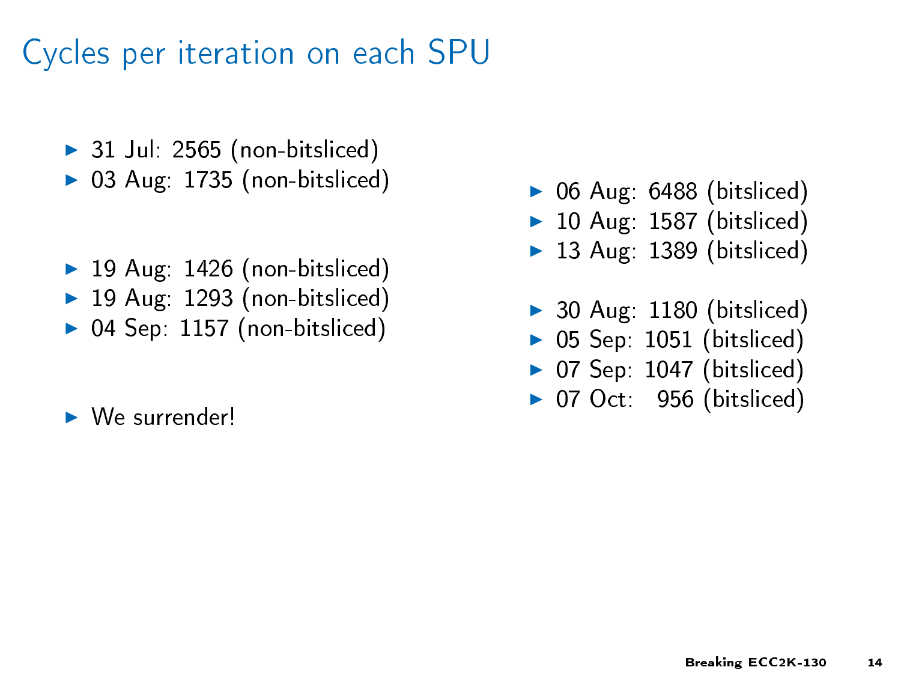# Cycles per iteration on each SPU

- 31 Jul: 2565 (non-bitsliced)
- 03 Aug: 1735 (non-bitsliced)
- 19 Aug: 1426 (non-bitsliced)
- 19 Aug: 1293 (non-bitsliced)
- 04 Sep: 1157 (non-bitsliced)
- We surrender!

- 06 Aug: 6488 (bitsliced)
- 10 Aug: 1587 (bitsliced)
- 13 Aug: 1389 (bitsliced)
- 30 Aug: 1180 (bitsliced)
- 05 Sep: 1051 (bitsliced)
- 07 Sep: 1047 (bitsliced)
- 07 Oct: 956 (bitsliced)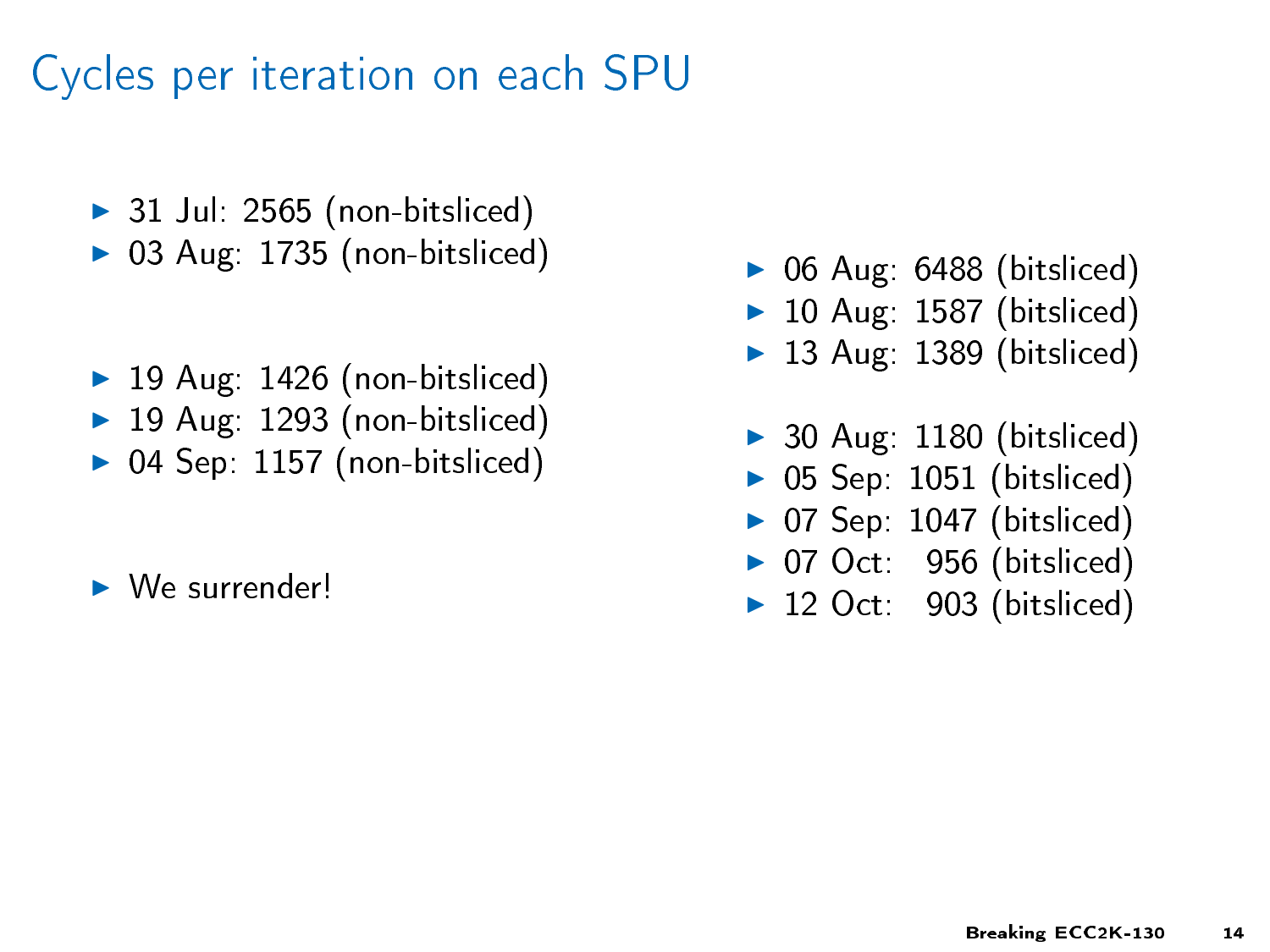# Cycles per iteration on each SPU

- 31 Jul: 2565 (non-bitsliced)
- 03 Aug: 1735 (non-bitsliced)
- 19 Aug: 1426 (non-bitsliced)
- 19 Aug: 1293 (non-bitsliced)
- 04 Sep: 1157 (non-bitsliced)
- We surrender!

- 06 Aug: 6488 (bitsliced)
- 10 Aug: 1587 (bitsliced)
- 13 Aug: 1389 (bitsliced)
- 30 Aug: 1180 (bitsliced)
- 05 Sep: 1051 (bitsliced)
- 07 Sep: 1047 (bitsliced)
- 07 Oct: 956 (bitsliced)
- 12 Oct: 903 (bitsliced)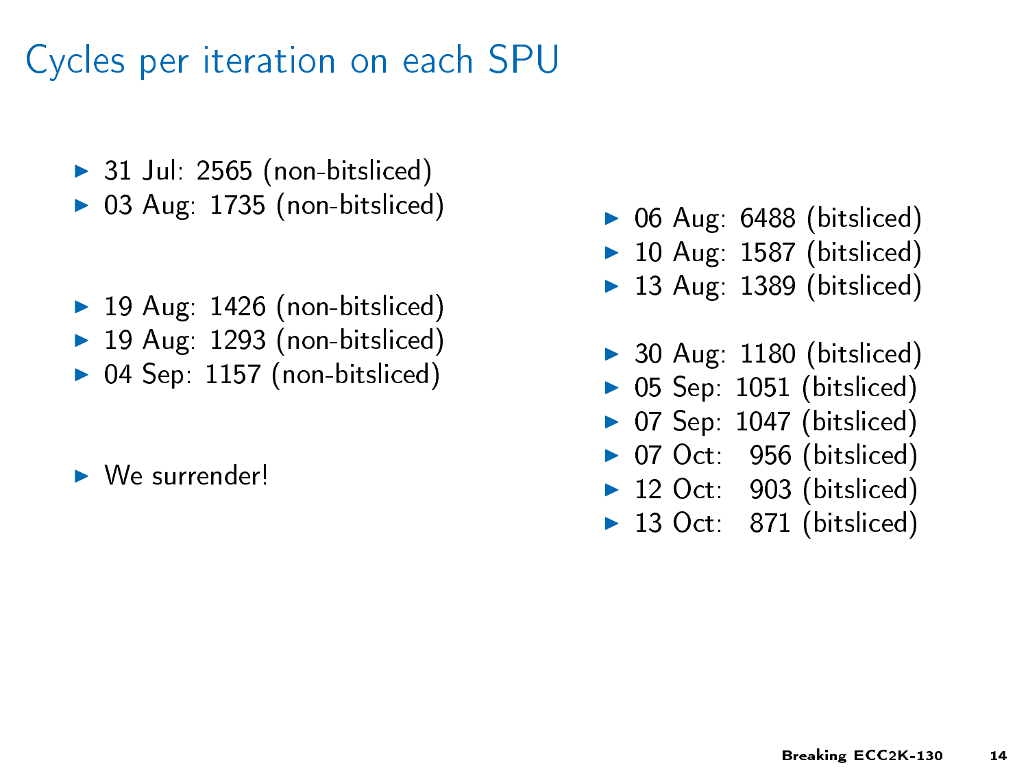# Cycles per iteration on each SPU

- 31 Jul: 2565 (non-bitsliced)
- 03 Aug: 1735 (non-bitsliced)
- 19 Aug: 1426 (non-bitsliced)
- 19 Aug: 1293 (non-bitsliced)
- 04 Sep: 1157 (non-bitsliced)
- We surrender!

- 06 Aug: 6488 (bitsliced)
- 10 Aug: 1587 (bitsliced)
- 13 Aug: 1389 (bitsliced)
- 30 Aug: 1180 (bitsliced)
- 05 Sep: 1051 (bitsliced)
- 07 Sep: 1047 (bitsliced)
- 07 Oct: 956 (bitsliced)
- 12 Oct: 903 (bitsliced)
- 13 Oct: 871 (bitsliced)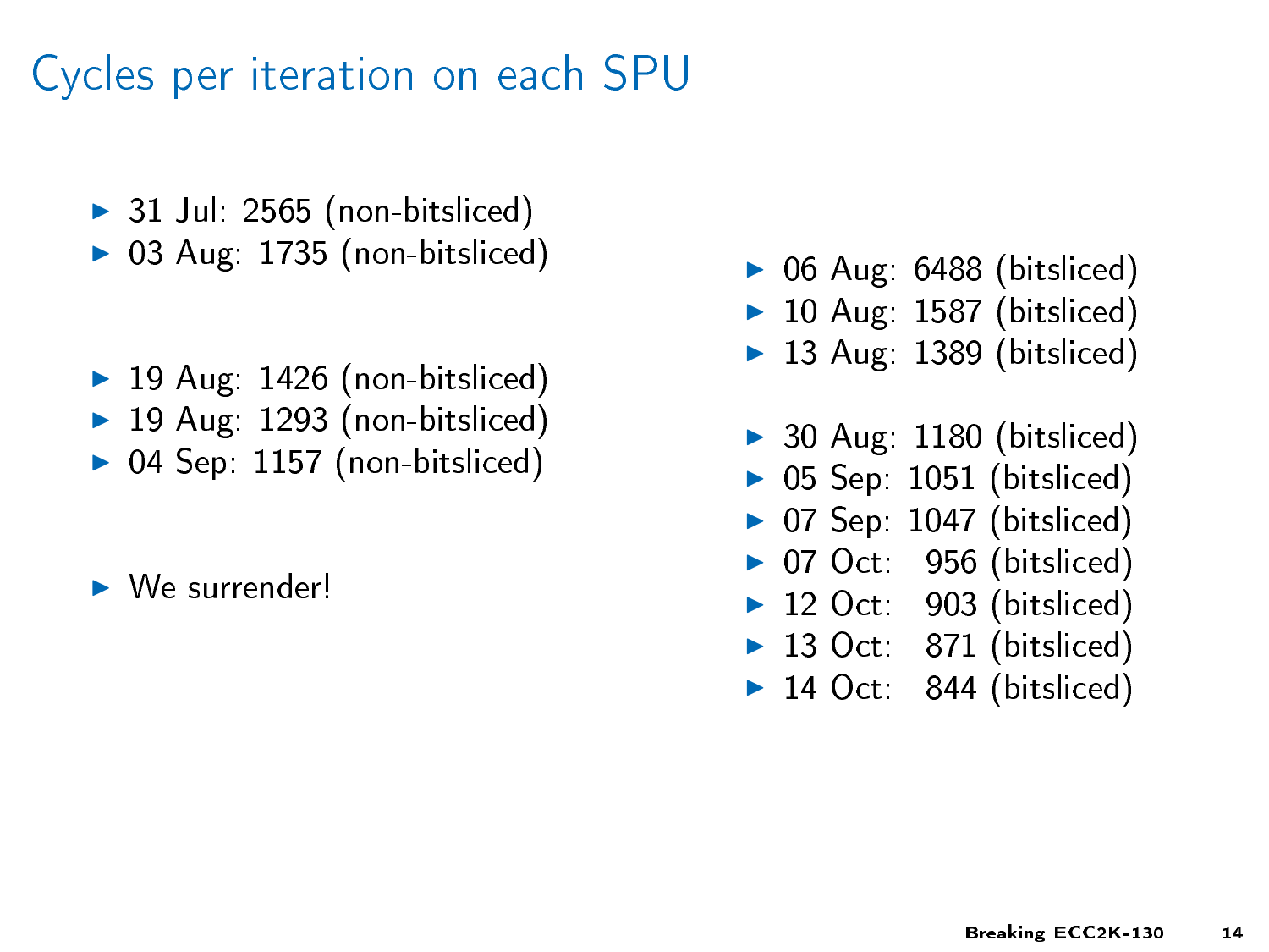# Cycles per iteration on each SPU

- 31 Jul: 2565 (non-bitsliced)
- 03 Aug: 1735 (non-bitsliced)
- 19 Aug: 1426 (non-bitsliced)
- 19 Aug: 1293 (non-bitsliced)
- 04 Sep: 1157 (non-bitsliced)
- We surrender!

- 06 Aug: 6488 (bitsliced)
- 10 Aug: 1587 (bitsliced)
- 13 Aug: 1389 (bitsliced)
- 30 Aug: 1180 (bitsliced)
- 05 Sep: 1051 (bitsliced)
- 07 Sep: 1047 (bitsliced)
- 07 Oct: 956 (bitsliced)
- 12 Oct: 903 (bitsliced)
- 13 Oct: 871 (bitsliced)
- 14 Oct: 844 (bitsliced)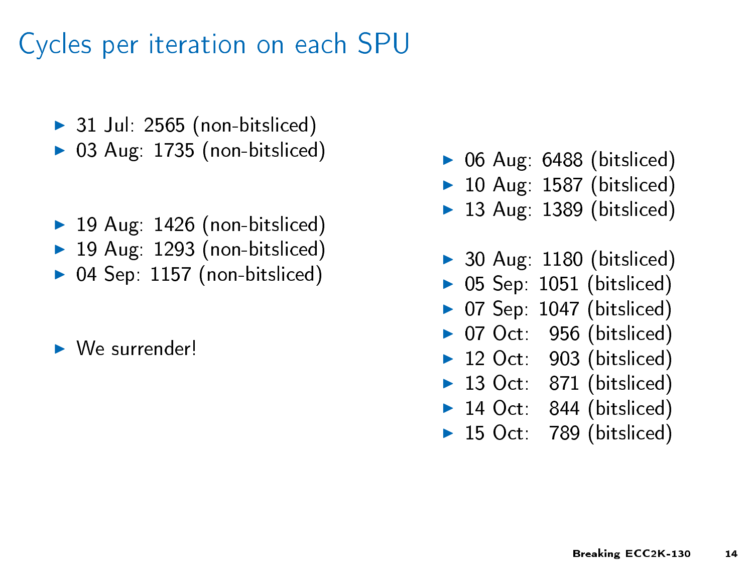# Cycles per iteration on each SPU

- 31 Jul: 2565 (non-bitsliced)
- 03 Aug: 1735 (non-bitsliced)
- 19 Aug: 1426 (non-bitsliced)
- 19 Aug: 1293 (non-bitsliced)
- 04 Sep: 1157 (non-bitsliced)
- We surrender!

- 06 Aug: 6488 (bitsliced)
- 10 Aug: 1587 (bitsliced)
- 13 Aug: 1389 (bitsliced)
- 30 Aug: 1180 (bitsliced)
- 05 Sep: 1051 (bitsliced)
- 07 Sep: 1047 (bitsliced)
- 07 Oct: 956 (bitsliced)
- 12 Oct: 903 (bitsliced)
- 13 Oct: 871 (bitsliced)
- 14 Oct: 844 (bitsliced)
- 15 Oct: 789 (bitsliced)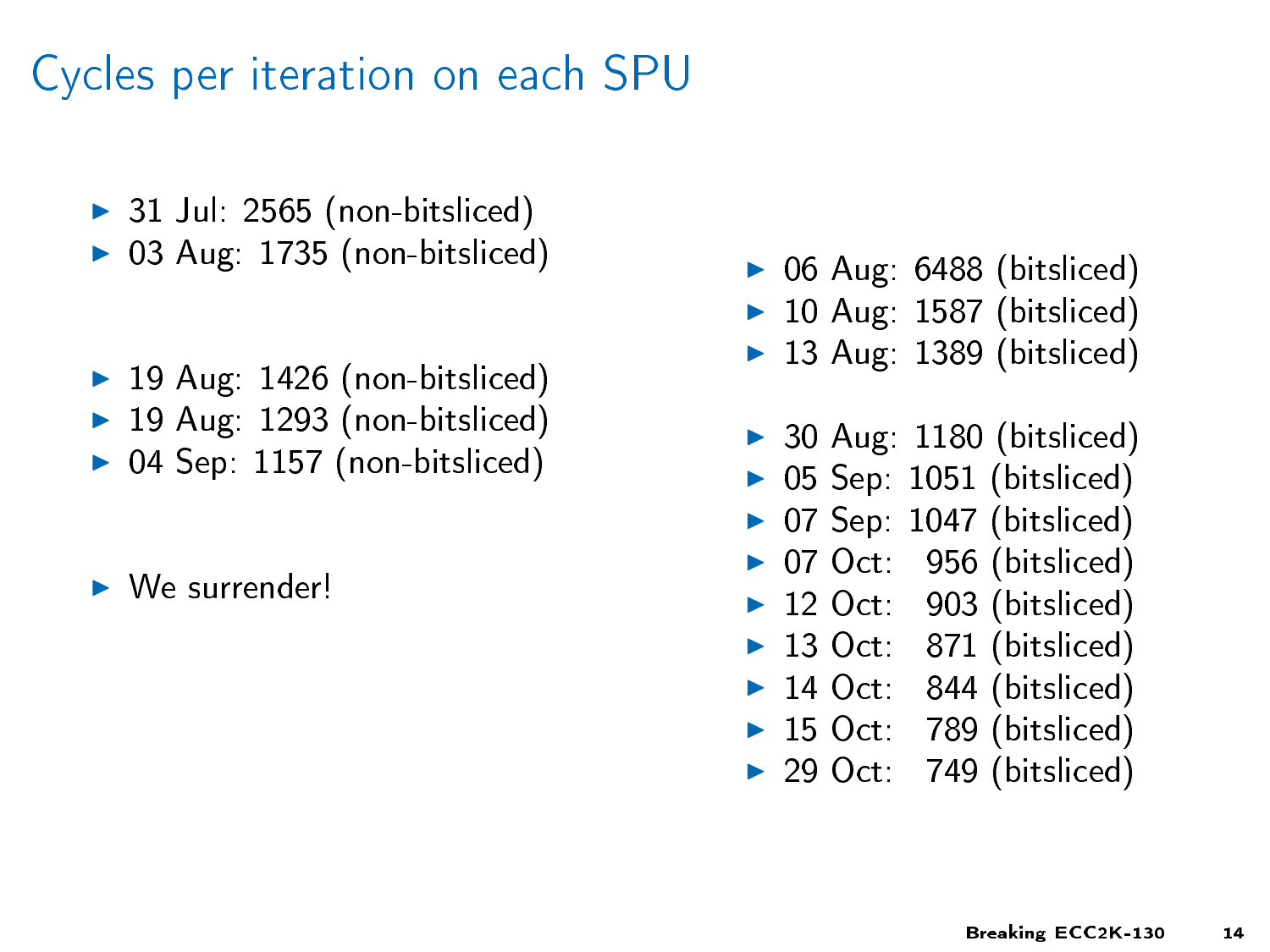# Cycles per iteration on each SPU

- 31 Jul: 2565 (non-bitsliced)
- 03 Aug: 1735 (non-bitsliced)
- 19 Aug: 1426 (non-bitsliced)
- 19 Aug: 1293 (non-bitsliced)
- 04 Sep: 1157 (non-bitsliced)
- We surrender!

- 06 Aug: 6488 (bitsliced)
- 10 Aug: 1587 (bitsliced)
- 13 Aug: 1389 (bitsliced)
- 30 Aug: 1180 (bitsliced)
- 05 Sep: 1051 (bitsliced)
- 07 Sep: 1047 (bitsliced)
- 07 Oct: 956 (bitsliced)
- 12 Oct: 903 (bitsliced)
- 13 Oct: 871 (bitsliced)
- 14 Oct: 844 (bitsliced)
- 15 Oct: 789 (bitsliced)
- 29 Oct: 749 (bitsliced)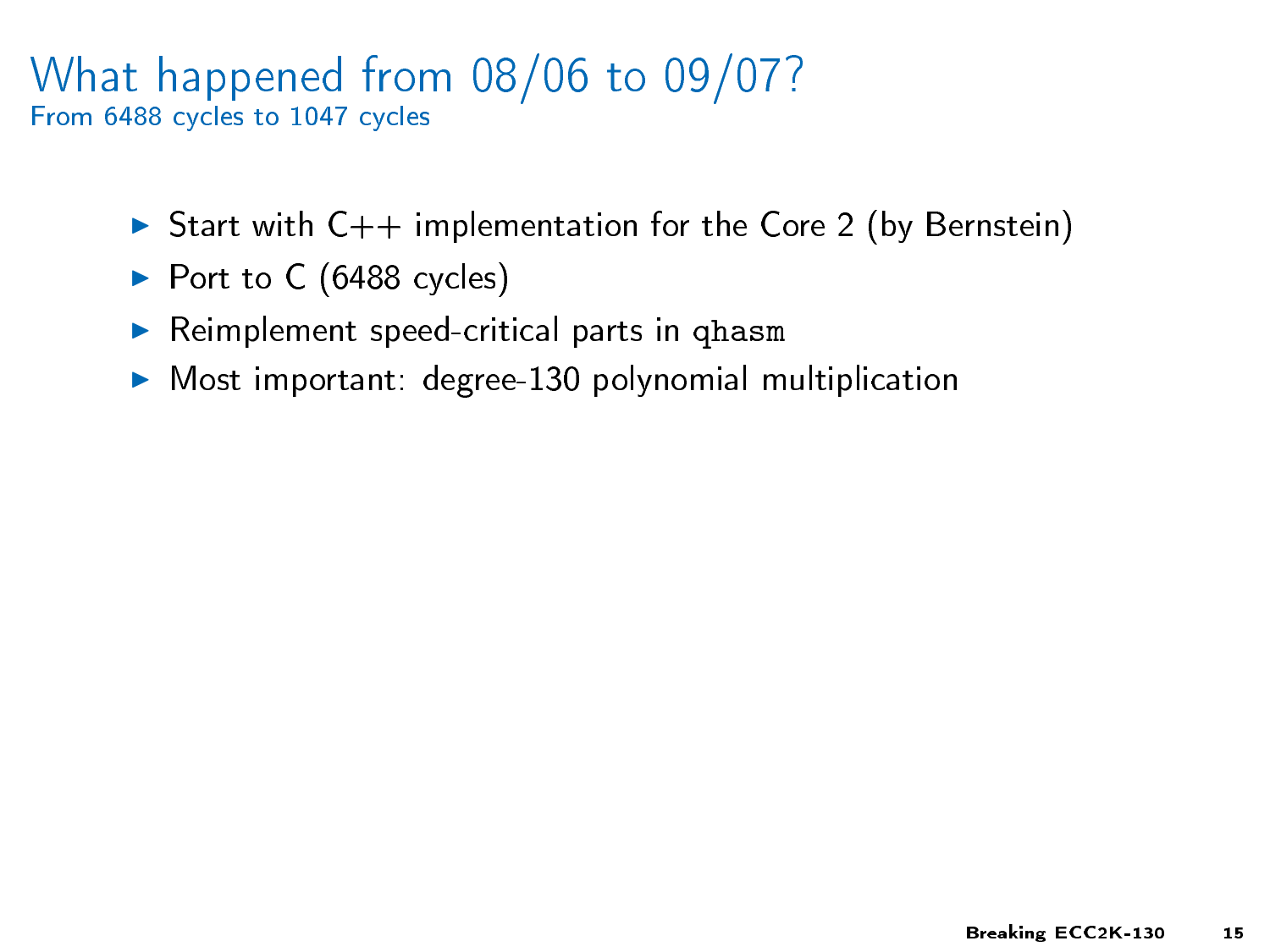# What happened from 08/06 to 09/07?

From 6488 cycles to 1047 cycles

- Start with C++ implementation for the Core 2 (by Bernstein)
- Port to C (6488 cycles)
- Reimplement speed-critical parts in `qhasm`
- Most important: degree-130 polynomial multiplication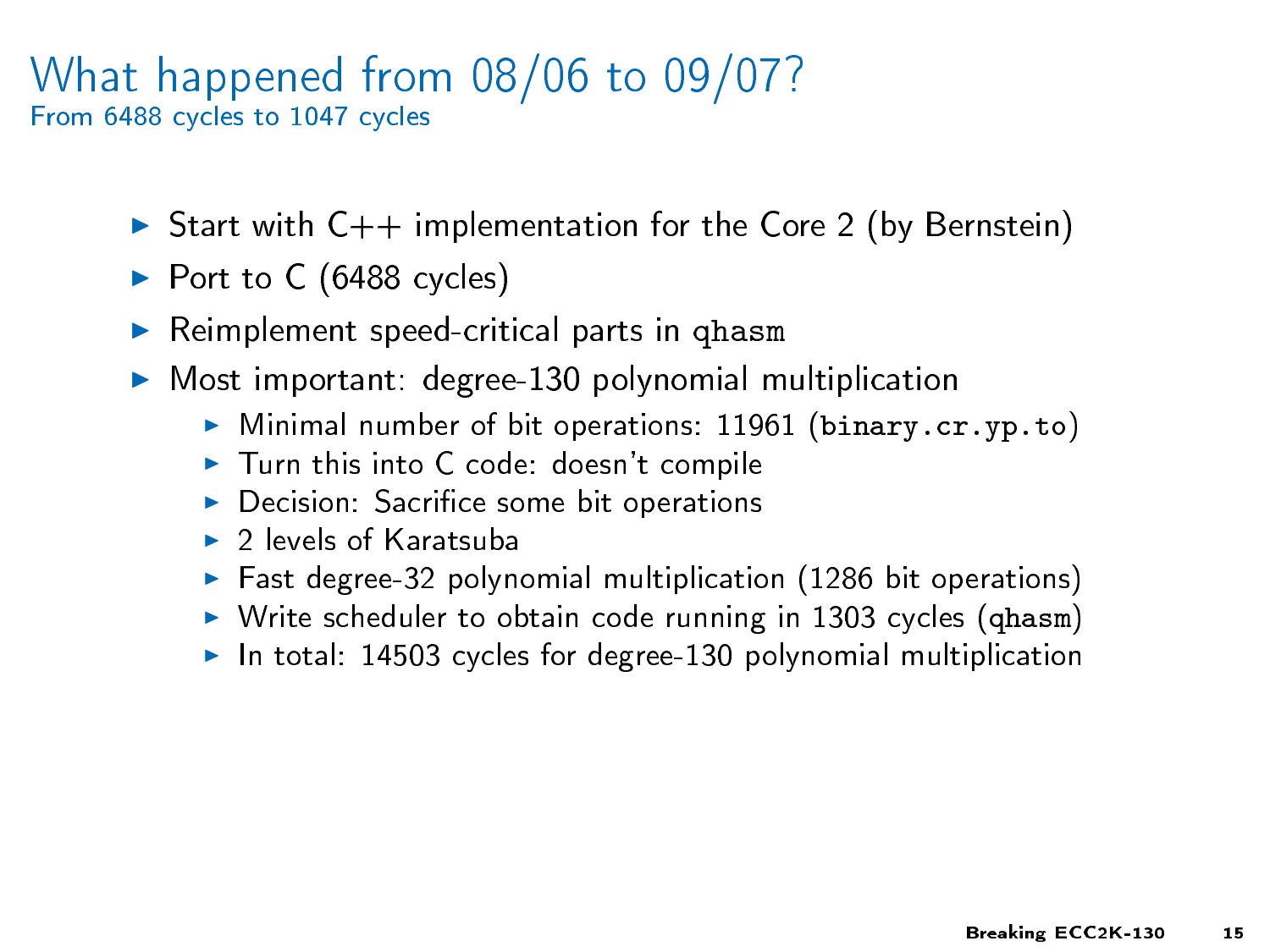# What happened from 08/06 to 09/07?

## From 6488 cycles to 1047 cycles

- Start with C++ implementation for the Core 2 (by Bernstein)
- Port to C (6488 cycles)
- Reimplement speed-critical parts in `qhasm`
- Most important: degree-130 polynomial multiplication
  - Minimal number of bit operations: 11961 (`binary.cr.yp.to`)
  - Turn this into C code: doesn't compile
  - Decision: Sacrifice some bit operations
  - 2 levels of Karatsuba
  - Fast degree-32 polynomial multiplication (1286 bit operations)
  - Write scheduler to obtain code running in 1303 cycles (`qhasm`)
  - In total: 14503 cycles for degree-130 polynomial multiplication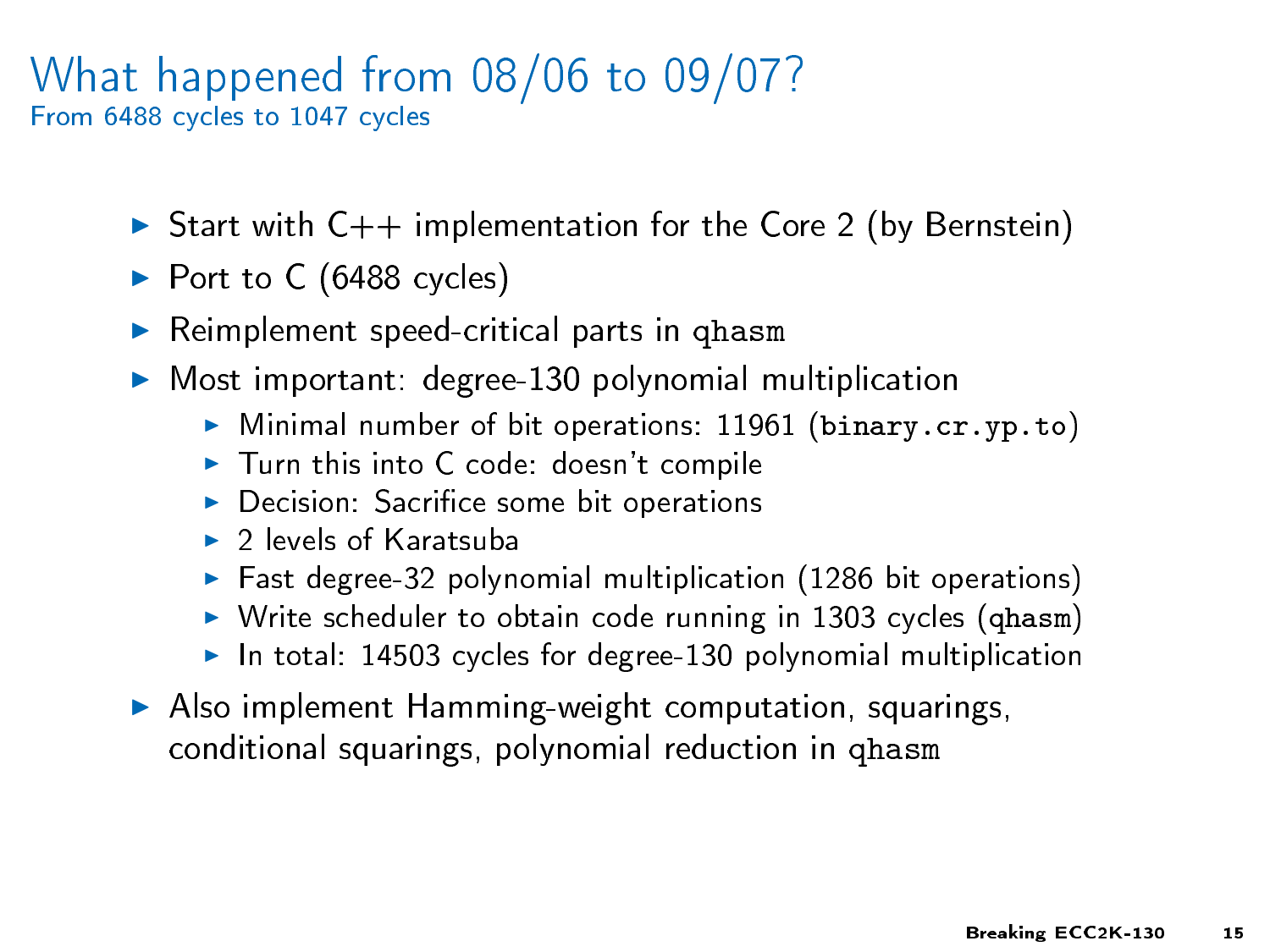# What happened from 08/06 to 09/07?

From 6488 cycles to 1047 cycles

- Start with C++ implementation for the Core 2 (by Bernstein)
- Port to C (6488 cycles)
- Reimplement speed-critical parts in `qhasm`
- Most important: degree-130 polynomial multiplication
  - Minimal number of bit operations: 11961 (`binary.cr.yp.to`)
  - Turn this into C code: doesn't compile
  - Decision: Sacrifice some bit operations
  - 2 levels of Karatsuba
  - Fast degree-32 polynomial multiplication (1286 bit operations)
  - Write scheduler to obtain code running in 1303 cycles (`qhasm`)
  - In total: 14503 cycles for degree-130 polynomial multiplication
- Also implement Hamming-weight computation, squarings, conditional squarings, polynomial reduction in `qhasm`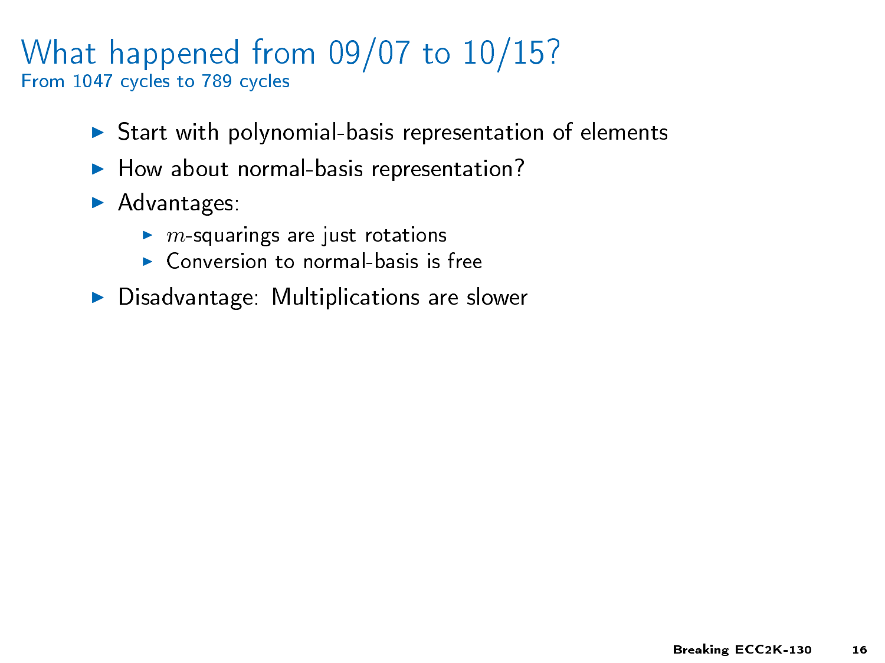# What happened from 09/07 to 10/15?

## From 1047 cycles to 789 cycles

- Start with polynomial-basis representation of elements
- How about normal-basis representation?
- Advantages:
  - $m$-squarings are just rotations
  - Conversion to normal-basis is free
- Disadvantage: Multiplications are slower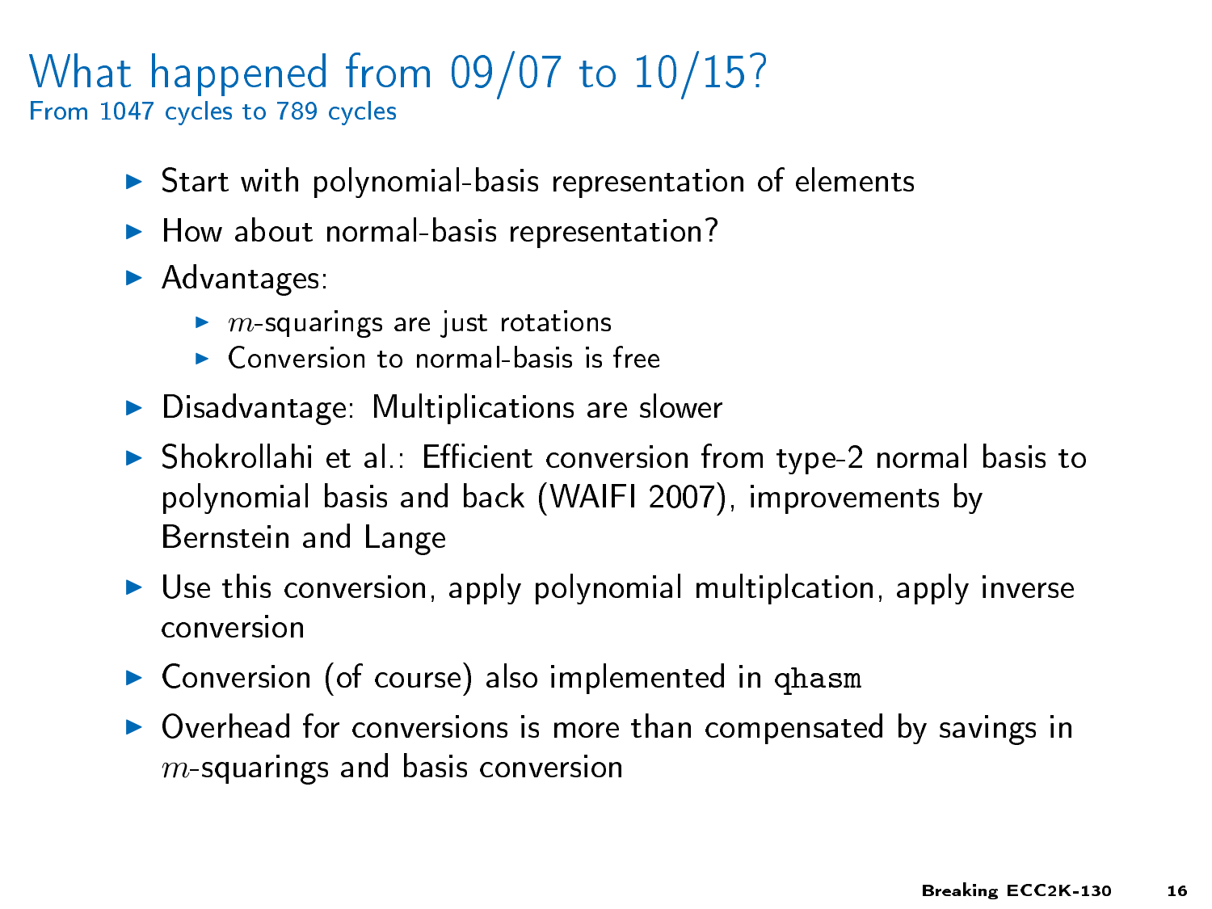# What happened from 09/07 to 10/15?

## From 1047 cycles to 789 cycles

- Start with polynomial-basis representation of elements
- How about normal-basis representation?
- Advantages:
  - $m$-squarings are just rotations
  - Conversion to normal-basis is free
- Disadvantage: Multiplications are slower
- Shokrollahi et al.: Efficient conversion from type-2 normal basis to polynomial basis and back (WAIFI 2007), improvements by Bernstein and Lange
- Use this conversion, apply polynomial multiplcation, apply inverse conversion
- Conversion (of course) also implemented in `qhasm`
- Overhead for conversions is more than compensated by savings in $m$-squarings and basis conversion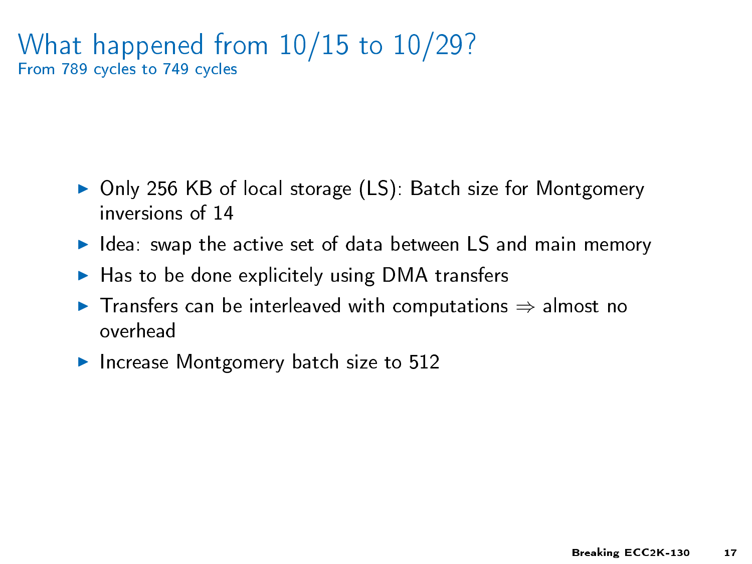# What happened from 10/15 to 10/29?

## From 789 cycles to 749 cycles

- Only 256 KB of local storage (LS): Batch size for Montgomery inversions of 14
- Idea: swap the active set of data between LS and main memory
- Has to be done explicitely using DMA transfers
- Transfers can be interleaved with computations $\Rightarrow$ almost no overhead
- Increase Montgomery batch size to 512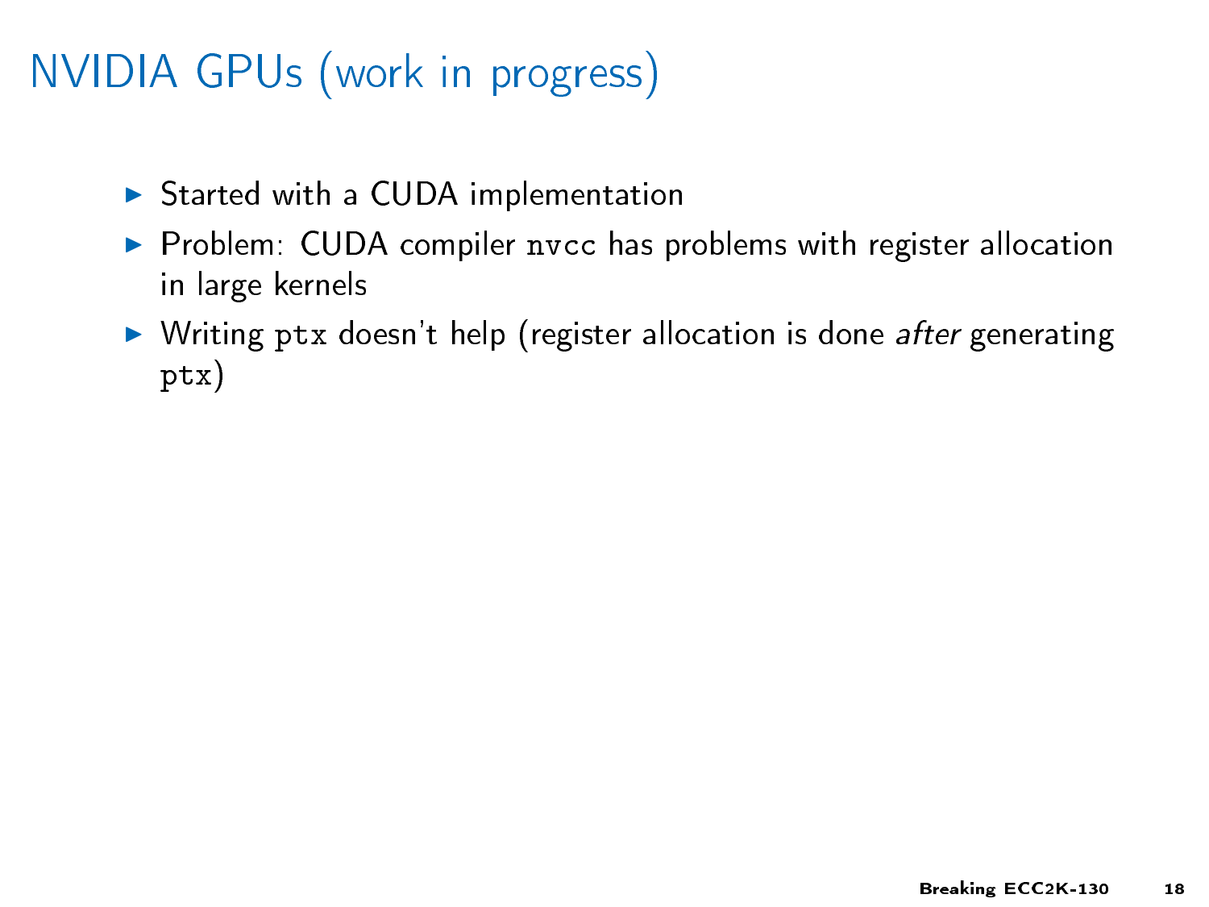# NVIDIA GPUs (work in progress)

- Started with a CUDA implementation
- Problem: CUDA compiler `nvcc` has problems with register allocation in large kernels
- Writing `ptx` doesn't help (register allocation is done *after* generating `ptx`)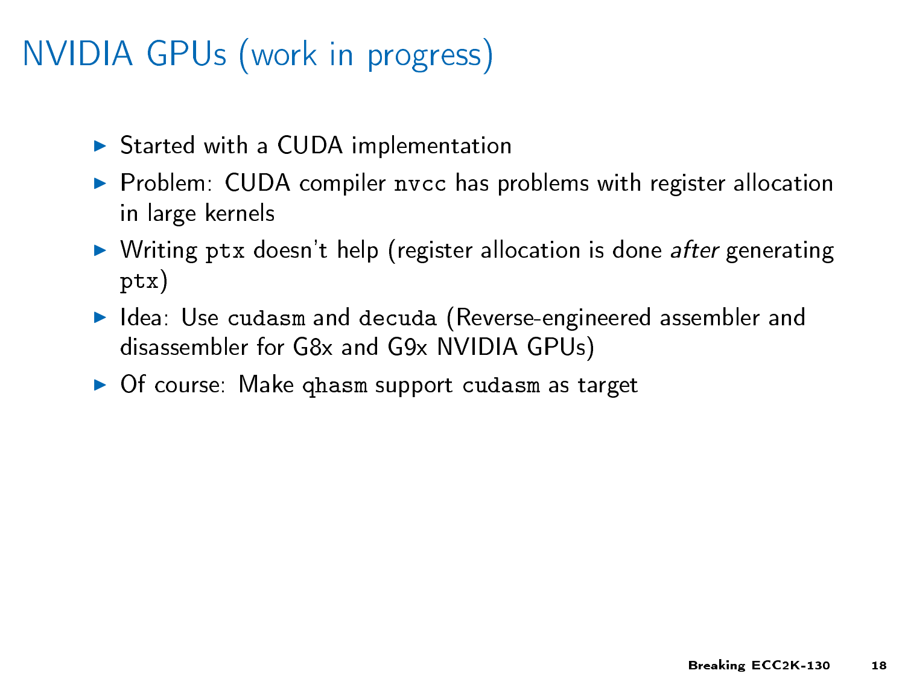# NVIDIA GPUs (work in progress)

- Started with a CUDA implementation
- Problem: CUDA compiler `nvcc` has problems with register allocation in large kernels
- Writing `ptx` doesn't help (register allocation is done *after* generating `ptx`)
- Idea: Use `cudasm` and `decuda` (Reverse-engineered assembler and disassembler for G8x and G9x NVIDIA GPUs)
- Of course: Make `qhasm` support `cudasm` as target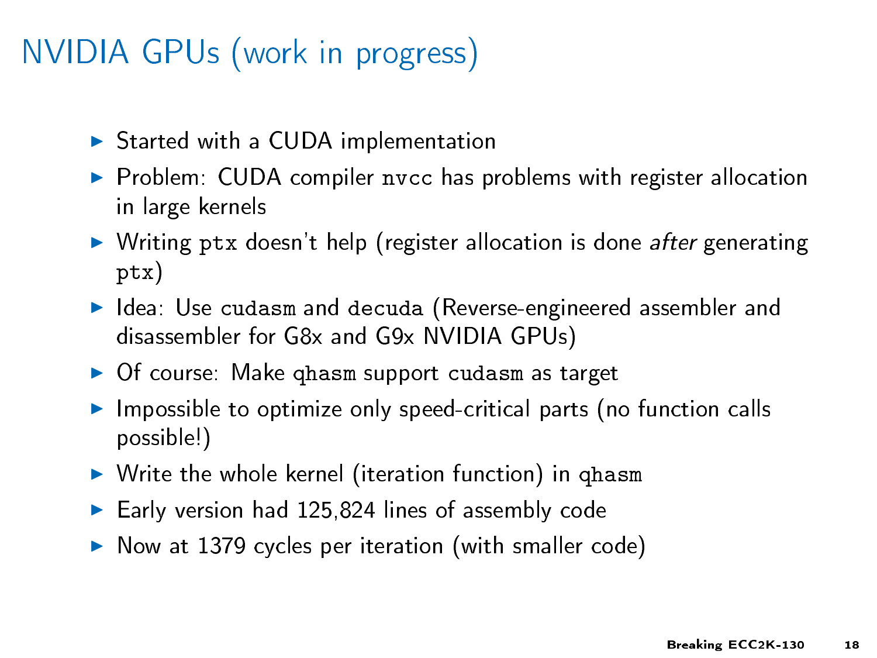# NVIDIA GPUs (work in progress)

- Started with a CUDA implementation
- Problem: CUDA compiler `nvcc` has problems with register allocation in large kernels
- Writing `ptx` doesn't help (register allocation is done *after* generating `ptx`)
- Idea: Use `cudasm` and `decuda` (Reverse-engineered assembler and disassembler for G8x and G9x NVIDIA GPUs)
- Of course: Make `qhasm` support `cudasm` as target
- Impossible to optimize only speed-critical parts (no function calls possible!)
- Write the whole kernel (iteration function) in `qhasm`
- Early version had 125,824 lines of assembly code
- Now at 1379 cycles per iteration (with smaller code)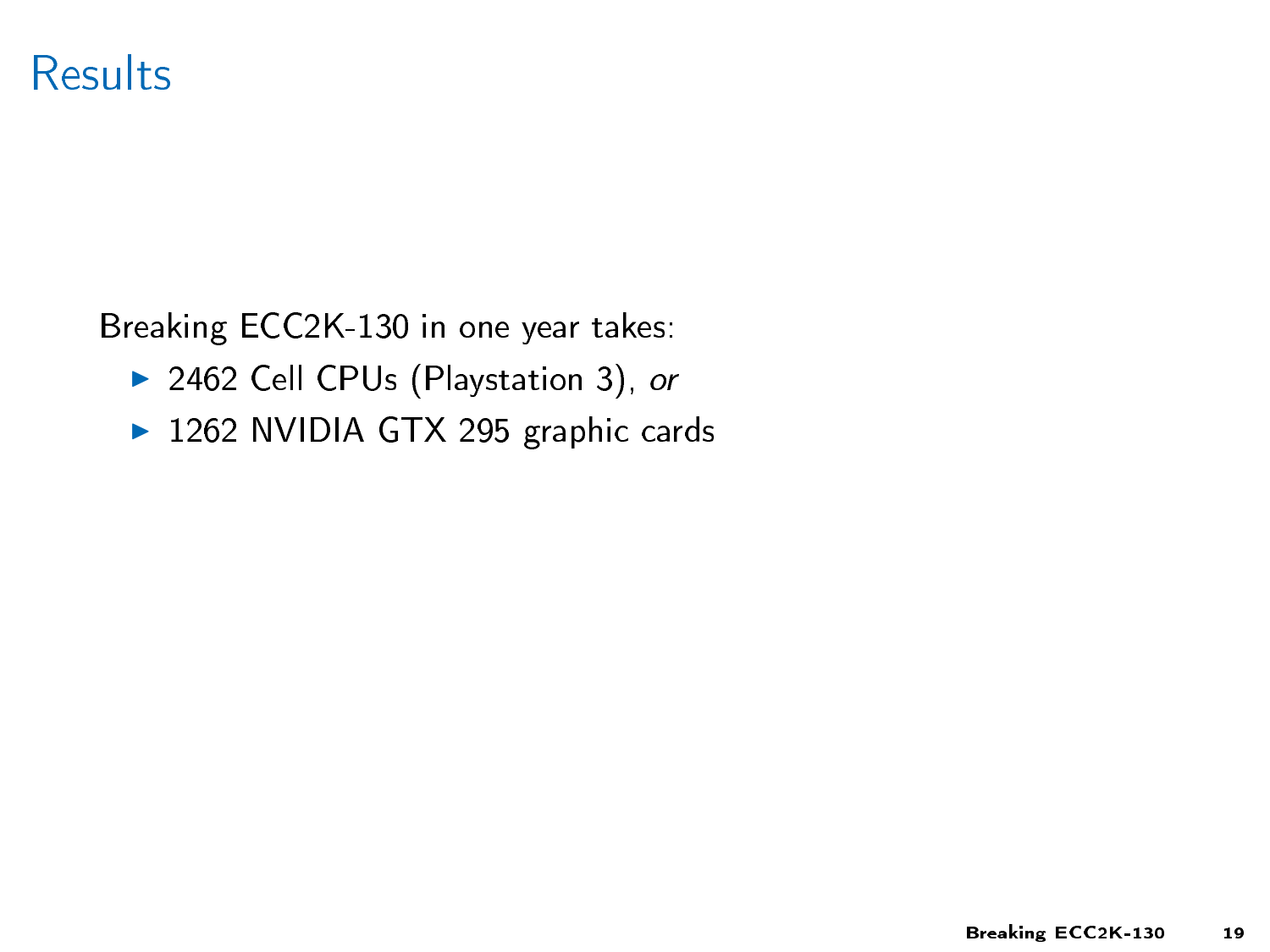# Results

Breaking ECC2K-130 in one year takes:

- 2462 Cell CPUs (Playstation 3), *or*
- 1262 NVIDIA GTX 295 graphic cards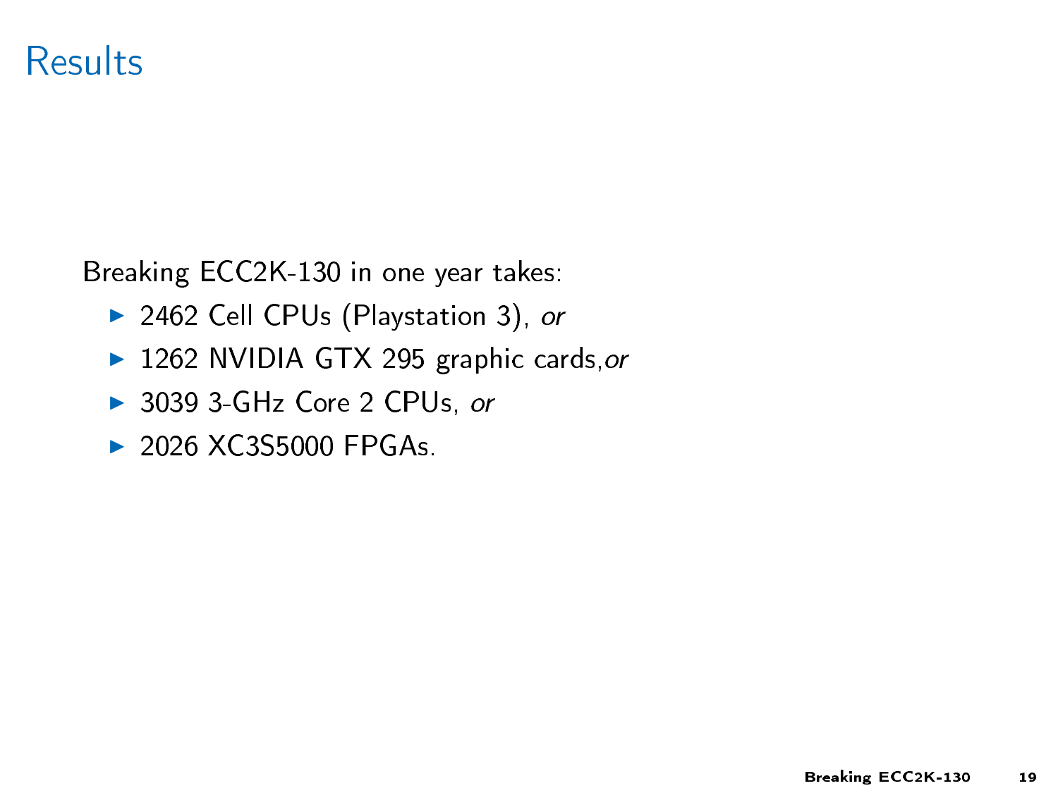# Results

Breaking ECC2K-130 in one year takes:

- 2462 Cell CPUs (Playstation 3), *or*
- 1262 NVIDIA GTX 295 graphic cards,*or*
- 3039 3-GHz Core 2 CPUs, *or*
- 2026 XC3S5000 FPGAs.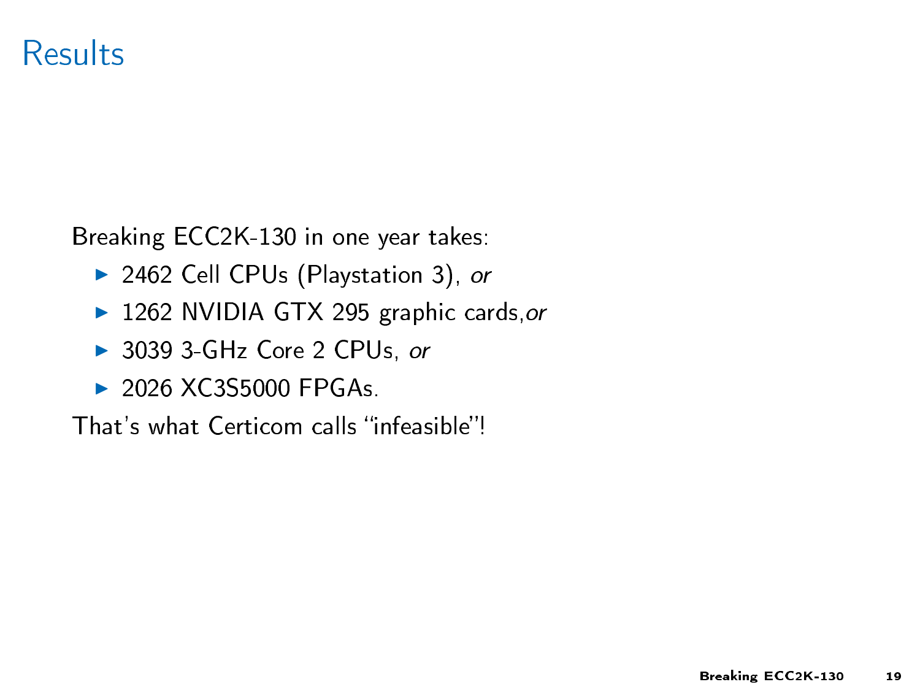# Results

Breaking ECC2K-130 in one year takes:

- 2462 Cell CPUs (Playstation 3), *or*
- 1262 NVIDIA GTX 295 graphic cards,*or*
- 3039 3-GHz Core 2 CPUs, *or*
- 2026 XC3S5000 FPGAs.

That's what Certicom calls "infeasible"!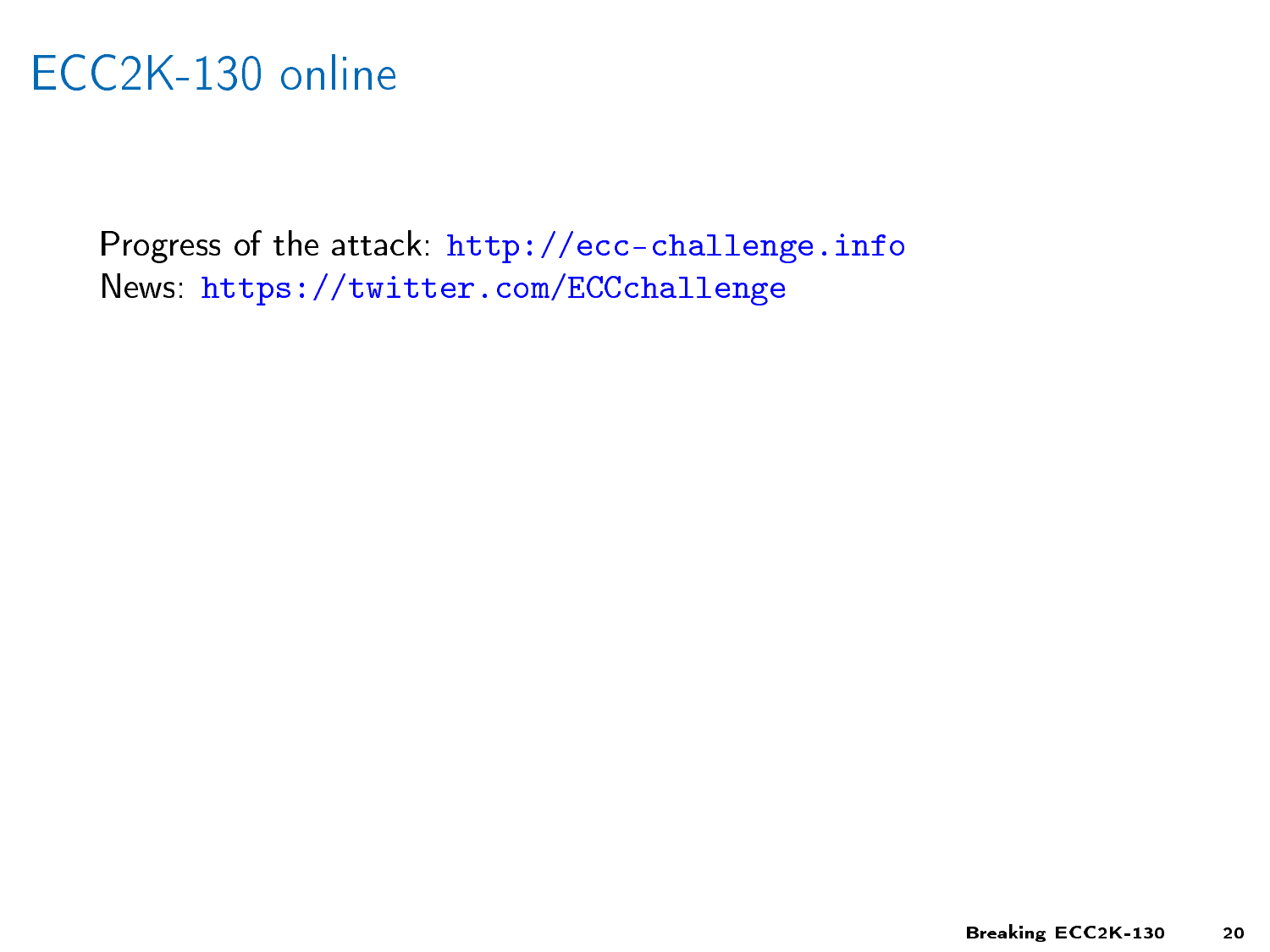# ECC2K-130 online

Progress of the attack: http://ecc-challenge.info
News: https://twitter.com/ECCchallenge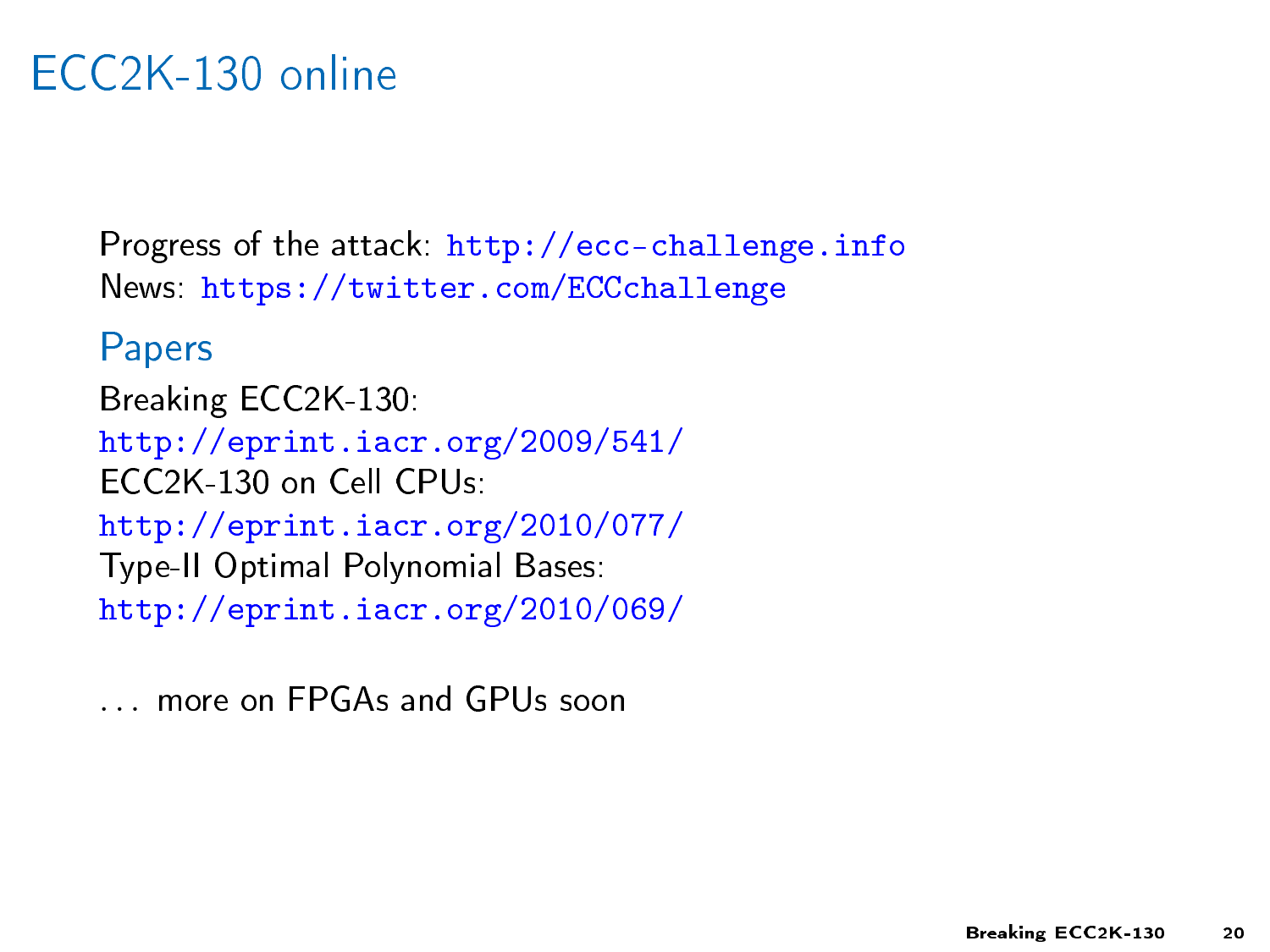# ECC2K-130 online

Progress of the attack: http://ecc-challenge.info
News: https://twitter.com/ECCchallenge

## Papers

Breaking ECC2K-130:
http://eprint.iacr.org/2009/541/
ECC2K-130 on Cell CPUs:
http://eprint.iacr.org/2010/077/
Type-II Optimal Polynomial Bases:
http://eprint.iacr.org/2010/069/

... more on FPGAs and GPUs soon